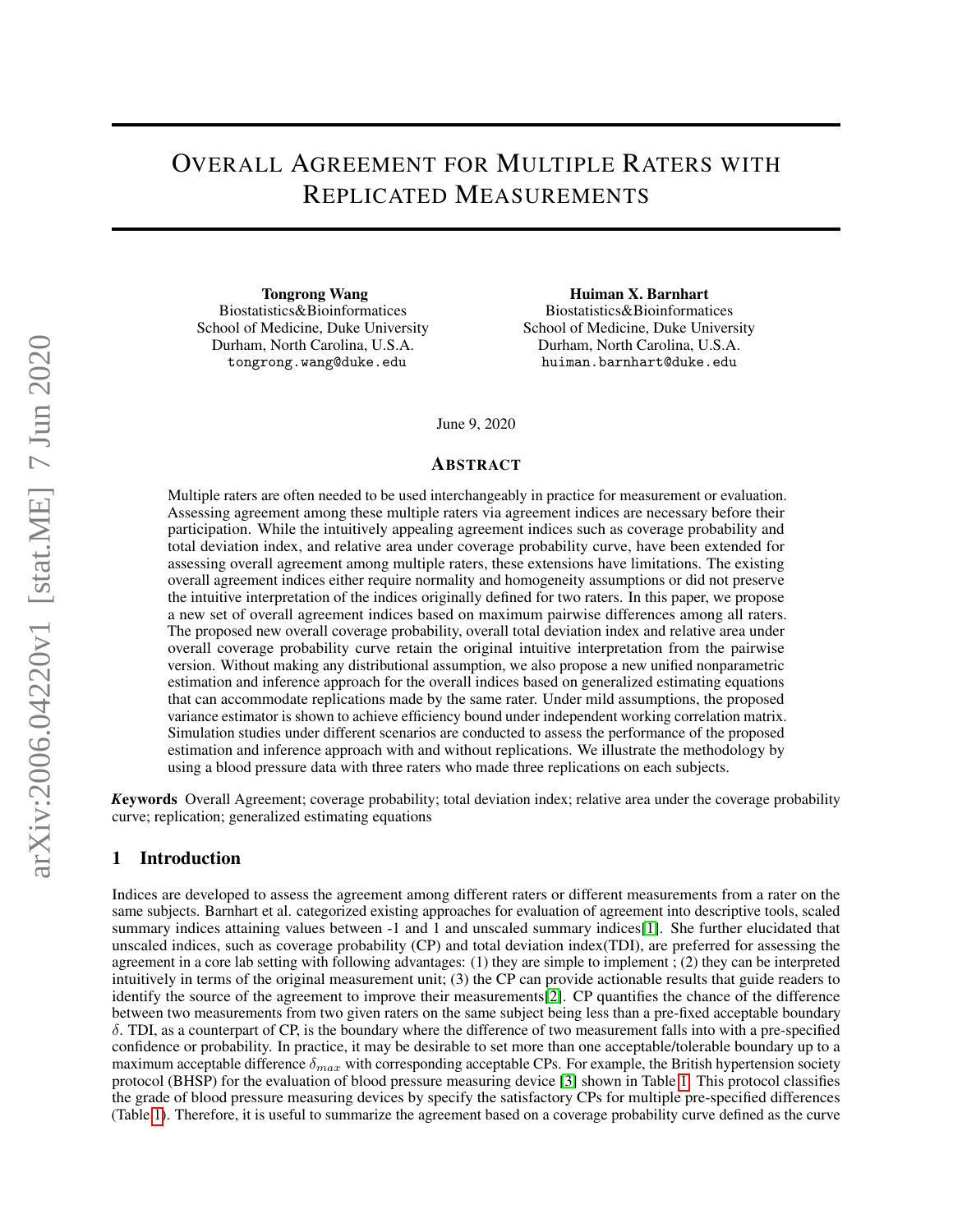# Overall Agreement for Multiple Raters with Replicated Measurements

**Tongrong Wang**
Biostatistics&Bioinformatices
School of Medicine, Duke University
Durham, North Carolina, U.S.A.
tongrong.wang@duke.edu

**Huiman X. Barnhart**
Biostatistics&Bioinformatices
School of Medicine, Duke University
Durham, North Carolina, U.S.A.
huiman.barnhart@duke.edu

June 9, 2020

## Abstract

Multiple raters are often needed to be used interchangeably in practice for measurement or evaluation. Assessing agreement among these multiple raters via agreement indices are necessary before their participation. While the intuitively appealing agreement indices such as coverage probability and total deviation index, and relative area under coverage probability curve, have been extended for assessing overall agreement among multiple raters, these extensions have limitations. The existing overall agreement indices either require normality and homogeneity assumptions or did not preserve the intuitive interpretation of the indices originally defined for two raters. In this paper, we propose a new set of overall agreement indices based on maximum pairwise differences among all raters. The proposed new overall coverage probability, overall total deviation index and relative area under overall coverage probability curve retain the original intuitive interpretation from the pairwise version. Without making any distributional assumption, we also propose a new unified nonparametric estimation and inference approach for the overall indices based on generalized estimating equations that can accommodate replications made by the same rater. Under mild assumptions, the proposed variance estimator is shown to achieve efficiency bound under independent working correlation matrix. Simulation studies under different scenarios are conducted to assess the performance of the proposed estimation and inference approach with and without replications. We illustrate the methodology by using a blood pressure data with three raters who made three replications on each subjects.

***Keywords*** Overall Agreement; coverage probability; total deviation index; relative area under the coverage probability curve; replication; generalized estimating equations

## 1 Introduction

Indices are developed to assess the agreement among different raters or different measurements from a rater on the same subjects. Barnhart et al. categorized existing approaches for evaluation of agreement into descriptive tools, scaled summary indices attaining values between -1 and 1 and unscaled summary indices[1]. She further elucidated that unscaled indices, such as coverage probability (CP) and total deviation index(TDI), are preferred for assessing the agreement in a core lab setting with following advantages: (1) they are simple to implement ; (2) they can be interpreted intuitively in terms of the original measurement unit; (3) the CP can provide actionable results that guide readers to identify the source of the agreement to improve their measurements[2]. CP quantifies the chance of the difference between two measurements from two given raters on the same subject being less than a pre-fixed acceptable boundary $\delta$. TDI, as a counterpart of CP, is the boundary where the difference of two measurement falls into with a pre-specified confidence or probability. In practice, it may be desirable to set more than one acceptable/tolerable boundary up to a maximum acceptable difference $\delta_{max}$ with corresponding acceptable CPs. For example, the British hypertension society protocol (BHSP) for the evaluation of blood pressure measuring device [3] shown in Table 1. This protocol classifies the grade of blood pressure measuring devices by specify the satisfactory CPs for multiple pre-specified differences (Table 1). Therefore, it is useful to summarize the agreement based on a coverage probability curve defined as the curve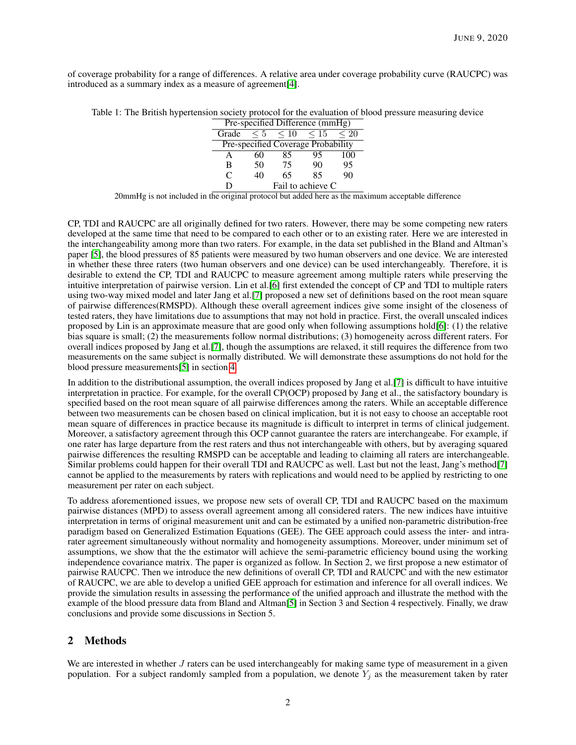of coverage probability for a range of differences. A relative area under coverage probability curve (RAUCPC) was introduced as a summary index as a measure of agreement[4].

Table 1: The British hypertension society protocol for the evaluation of blood pressure measuring device

| Pre-specified Difference (mmHg) | | | | |
|---|---|---|---|---|
| Grade | $\leq 5$ | $\leq 10$ | $\leq 15$ | $\leq 20$ |
| Pre-specified Coverage Probability | | | | |
| A | 60 | 85 | 95 | 100 |
| B | 50 | 75 | 90 | 95 |
| C | 40 | 65 | 85 | 90 |
| D | Fail to achieve C | | | |

20mmHg is not included in the original protocol but added here as the maximum acceptable difference

CP, TDI and RAUCPC are all originally defined for two raters. However, there may be some competing new raters developed at the same time that need to be compared to each other or to an existing rater. Here we are interested in the interchangeability among more than two raters. For example, in the data set published in the Bland and Altman's paper [5], the blood pressures of 85 patients were measured by two human observers and one device. We are interested in whether these three raters (two human observers and one device) can be used interchangeably. Therefore, it is desirable to extend the CP, TDI and RAUCPC to measure agreement among multiple raters while preserving the intuitive interpretation of pairwise version. Lin et al.[6] first extended the concept of CP and TDI to multiple raters using two-way mixed model and later Jang et al.[7] proposed a new set of definitions based on the root mean square of pairwise differences(RMSPD). Although these overall agreement indices give some insight of the closeness of tested raters, they have limitations due to assumptions that may not hold in practice. First, the overall unscaled indices proposed by Lin is an approximate measure that are good only when following assumptions hold[6]: (1) the relative bias square is small; (2) the measurements follow normal distributions; (3) homogeneity across different raters. For overall indices proposed by Jang et al.[7], though the assumptions are relaxed, it still requires the difference from two measurements on the same subject is normally distributed. We will demonstrate these assumptions do not hold for the blood pressure measurements[5] in section 4.

In addition to the distributional assumption, the overall indices proposed by Jang et al.[7] is difficult to have intuitive interpretation in practice. For example, for the overall CP(OCP) proposed by Jang et al., the satisfactory boundary is specified based on the root mean square of all pairwise differences among the raters. While an acceptable difference between two measurements can be chosen based on clinical implication, but it is not easy to choose an acceptable root mean square of differences in practice because its magnitude is difficult to interpret in terms of clinical judgement. Moreover, a satisfactory agreement through this OCP cannot guarantee the raters are interchangeabe. For example, if one rater has large departure from the rest raters and thus not interchangeable with others, but by averaging squared pairwise differences the resulting RMSPD can be acceptable and leading to claiming all raters are interchangeable. Similar problems could happen for their overall TDI and RAUCPC as well. Last but not the least, Jang's method[7] cannot be applied to the measurements by raters with replications and would need to be applied by restricting to one measurement per rater on each subject.

To address aforementioned issues, we propose new sets of overall CP, TDI and RAUCPC based on the maximum pairwise distances (MPD) to assess overall agreement among all considered raters. The new indices have intuitive interpretation in terms of original measurement unit and can be estimated by a unified non-parametric distribution-free paradigm based on Generalized Estimation Equations (GEE). The GEE approach could assess the inter- and intra-rater agreement simultaneously without normality and homogeneity assumptions. Moreover, under minimum set of assumptions, we show that the the estimator will achieve the semi-parametric efficiency bound using the working independence covariance matrix. The paper is organized as follow. In Section 2, we first propose a new estimator of pairwise RAUCPC. Then we introduce the new definitions of overall CP, TDI and RAUCPC and with the new estimator of RAUCPC, we are able to develop a unified GEE approach for estimation and inference for all overall indices. We provide the simulation results in assessing the performance of the unified approach and illustrate the method with the example of the blood pressure data from Bland and Altman[5] in Section 3 and Section 4 respectively. Finally, we draw conclusions and provide some discussions in Section 5.

## 2 Methods

We are interested in whether $J$ raters can be used interchangeably for making same type of measurement in a given population. For a subject randomly sampled from a population, we denote $Y_j$ as the measurement taken by rater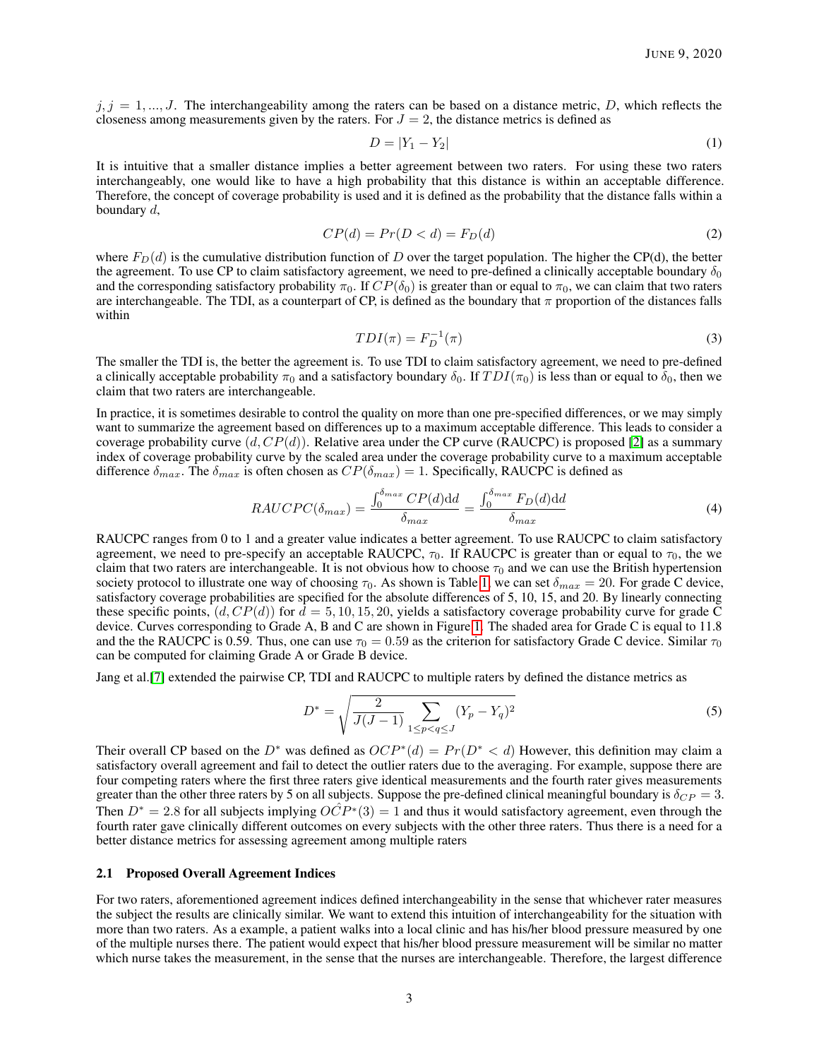$j, j = 1, ..., J$. The interchangeability among the raters can be based on a distance metric, $D$, which reflects the closeness among measurements given by the raters. For $J = 2$, the distance metrics is defined as

$$D = |Y_1 - Y_2| \tag{1}$$

It is intuitive that a smaller distance implies a better agreement between two raters. For using these two raters interchangeably, one would like to have a high probability that this distance is within an acceptable difference. Therefore, the concept of coverage probability is used and it is defined as the probability that the distance falls within a boundary $d$,

$$CP(d) = Pr(D < d) = F_D(d) \tag{2}$$

where $F_D(d)$ is the cumulative distribution function of $D$ over the target population. The higher the CP(d), the better the agreement. To use CP to claim satisfactory agreement, we need to pre-defined a clinically acceptable boundary $\delta_0$ and the corresponding satisfactory probability $\pi_0$. If $CP(\delta_0)$ is greater than or equal to $\pi_0$, we can claim that two raters are interchangeable. The TDI, as a counterpart of CP, is defined as the boundary that $\pi$ proportion of the distances falls within

$$TDI(\pi) = F_D^{-1}(\pi) \tag{3}$$

The smaller the TDI is, the better the agreement is. To use TDI to claim satisfactory agreement, we need to pre-defined a clinically acceptable probability $\pi_0$ and a satisfactory boundary $\delta_0$. If $TDI(\pi_0)$ is less than or equal to $\delta_0$, then we claim that two raters are interchangeable.

In practice, it is sometimes desirable to control the quality on more than one pre-specified differences, or we may simply want to summarize the agreement based on differences up to a maximum acceptable difference. This leads to consider a coverage probability curve $(d, CP(d))$. Relative area under the CP curve (RAUCPC) is proposed [2] as a summary index of coverage probability curve by the scaled area under the coverage probability curve to a maximum acceptable difference $\delta_{max}$. The $\delta_{max}$ is often chosen as $CP(\delta_{max}) = 1$. Specifically, RAUCPC is defined as

$$RAUCPC(\delta_{max}) = \frac{\int_0^{\delta_{max}} CP(d)\mathrm{d}d}{\delta_{max}} = \frac{\int_0^{\delta_{max}} F_D(d)\mathrm{d}d}{\delta_{max}} \tag{4}$$

RAUCPC ranges from 0 to 1 and a greater value indicates a better agreement. To use RAUCPC to claim satisfactory agreement, we need to pre-specify an acceptable RAUCPC, $\tau_0$. If RAUCPC is greater than or equal to $\tau_0$, the we claim that two raters are interchangeable. It is not obvious how to choose $\tau_0$ and we can use the British hypertension society protocol to illustrate one way of choosing $\tau_0$. As shown is Table 1, we can set $\delta_{max} = 20$. For grade C device, satisfactory coverage probabilities are specified for the absolute differences of 5, 10, 15, and 20. By linearly connecting these specific points, $(d, CP(d))$ for $d = 5, 10, 15, 20$, yields a satisfactory coverage probability curve for grade C device. Curves corresponding to Grade A, B and C are shown in Figure 1. The shaded area for Grade C is equal to 11.8 and the the RAUCPC is 0.59. Thus, one can use $\tau_0 = 0.59$ as the criterion for satisfactory Grade C device. Similar $\tau_0$ can be computed for claiming Grade A or Grade B device.

Jang et al.[7] extended the pairwise CP, TDI and RAUCPC to multiple raters by defined the distance metrics as

$$D^* = \sqrt{\frac{2}{J(J-1)} \sum_{1 \le p < q \le J} (Y_p - Y_q)^2} \tag{5}$$

Their overall CP based on the $D^*$ was defined as $OCP^*(d) = Pr(D^* < d)$ However, this definition may claim a satisfactory overall agreement and fail to detect the outlier raters due to the averaging. For example, suppose there are four competing raters where the first three raters give identical measurements and the fourth rater gives measurements greater than the other three raters by 5 on all subjects. Suppose the pre-defined clinical meaningful boundary is $\delta_{CP} = 3$. Then $D^* = 2.8$ for all subjects implying $\hat{OCP}^*(3) = 1$ and thus it would satisfactory agreement, even through the fourth rater gave clinically different outcomes on every subjects with the other three raters. Thus there is a need for a better distance metrics for assessing agreement among multiple raters

### 2.1 Proposed Overall Agreement Indices

For two raters, aforementioned agreement indices defined interchangeability in the sense that whichever rater measures the subject the results are clinically similar. We want to extend this intuition of interchangeability for the situation with more than two raters. As a example, a patient walks into a local clinic and has his/her blood pressure measured by one of the multiple nurses there. The patient would expect that his/her blood pressure measurement will be similar no matter which nurse takes the measurement, in the sense that the nurses are interchangeable. Therefore, the largest difference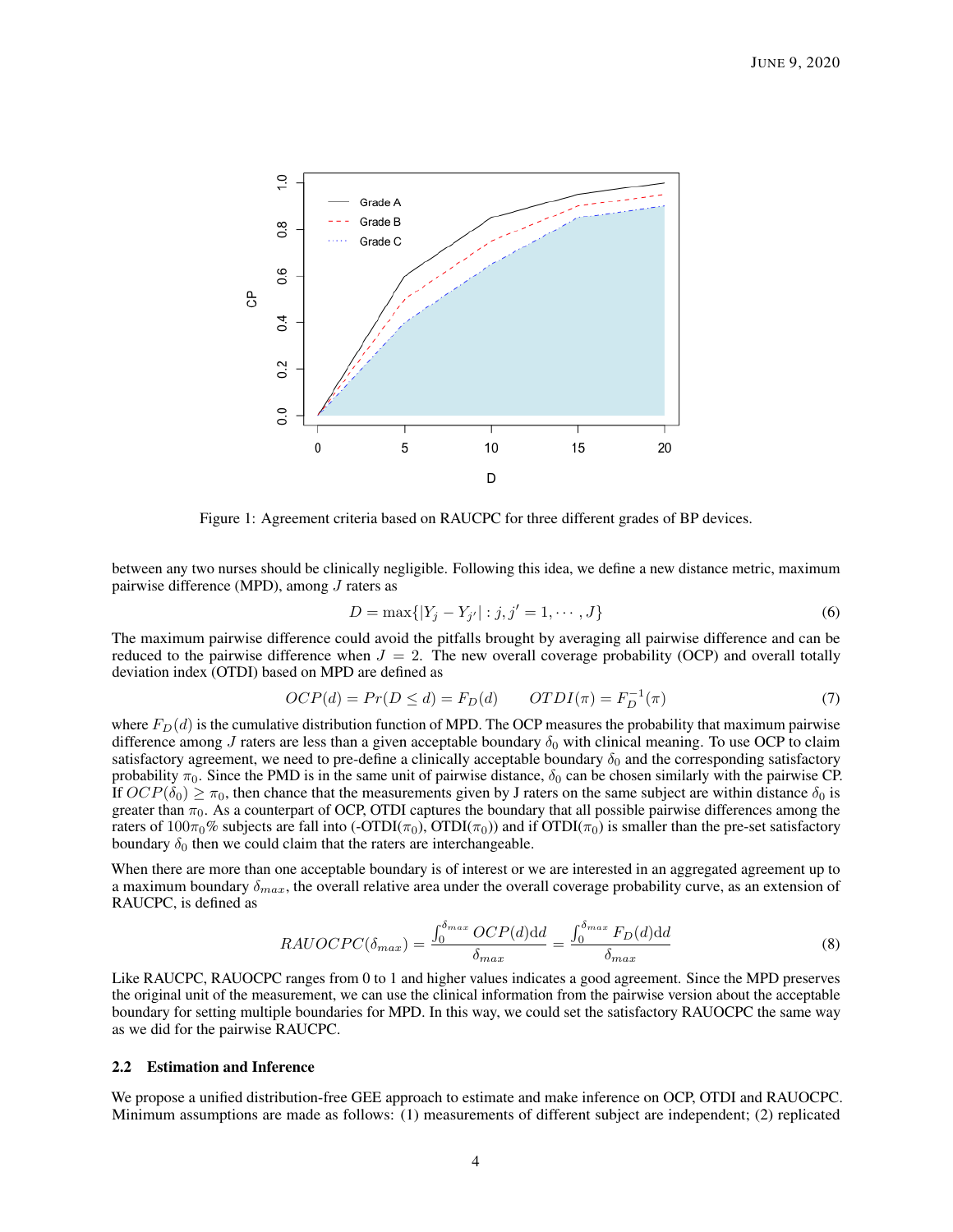Figure 1: Agreement criteria based on RAUCPC for three different grades of BP devices.

between any two nurses should be clinically negligible. Following this idea, we define a new distance metric, maximum pairwise difference (MPD), among $J$ raters as

$$D = \max\{|Y_j - Y_{j'}| : j, j' = 1, \cdots, J\} \tag{6}$$

The maximum pairwise difference could avoid the pitfalls brought by averaging all pairwise difference and can be reduced to the pairwise difference when $J = 2$. The new overall coverage probability (OCP) and overall totally deviation index (OTDI) based on MPD are defined as

$$OCP(d) = Pr(D \leq d) = F_D(d) \qquad OTDI(\pi) = F_D^{-1}(\pi) \tag{7}$$

where $F_D(d)$ is the cumulative distribution function of MPD. The OCP measures the probability that maximum pairwise difference among $J$ raters are less than a given acceptable boundary $\delta_0$ with clinical meaning. To use OCP to claim satisfactory agreement, we need to pre-define a clinically acceptable boundary $\delta_0$ and the corresponding satisfactory probability $\pi_0$. Since the PMD is in the same unit of pairwise distance, $\delta_0$ can be chosen similarly with the pairwise CP. If $OCP(\delta_0) \geq \pi_0$, then chance that the measurements given by J raters on the same subject are within distance $\delta_0$ is greater than $\pi_0$. As a counterpart of OCP, OTDI captures the boundary that all possible pairwise differences among the raters of $100\pi_0\%$ subjects are fall into (-OTDI($\pi_0$), OTDI($\pi_0$)) and if OTDI($\pi_0$) is smaller than the pre-set satisfactory boundary $\delta_0$ then we could claim that the raters are interchangeable.

When there are more than one acceptable boundary is of interest or we are interested in an aggregated agreement up to a maximum boundary $\delta_{max}$, the overall relative area under the overall coverage probability curve, as an extension of RAUCPC, is defined as

$$RAUOCPC(\delta_{max}) = \frac{\int_0^{\delta_{max}} OCP(d)\mathrm{d}d}{\delta_{max}} = \frac{\int_0^{\delta_{max}} F_D(d)\mathrm{d}d}{\delta_{max}} \tag{8}$$

Like RAUCPC, RAUOCPC ranges from 0 to 1 and higher values indicates a good agreement. Since the MPD preserves the original unit of the measurement, we can use the clinical information from the pairwise version about the acceptable boundary for setting multiple boundaries for MPD. In this way, we could set the satisfactory RAUOCPC the same way as we did for the pairwise RAUCPC.

### 2.2 Estimation and Inference

We propose a unified distribution-free GEE approach to estimate and make inference on OCP, OTDI and RAUOCPC. Minimum assumptions are made as follows: (1) measurements of different subject are independent; (2) replicated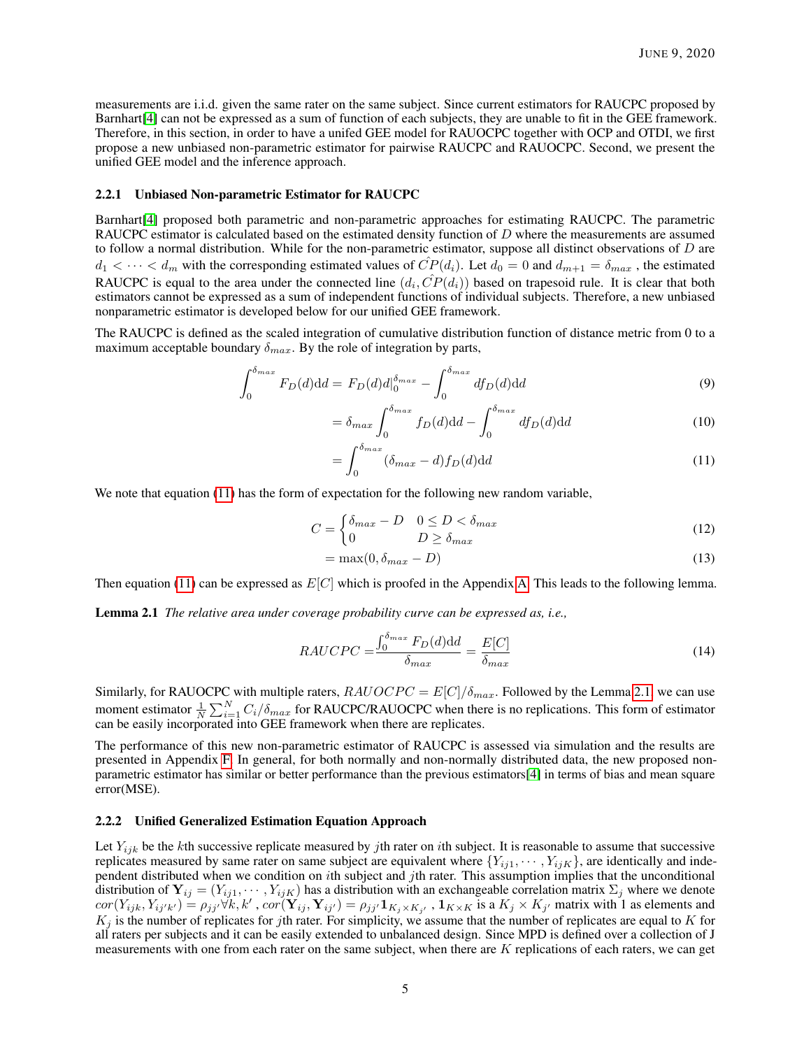measurements are i.i.d. given the same rater on the same subject. Since current estimators for RAUCPC proposed by Barnhart[4] can not be expressed as a sum of function of each subjects, they are unable to fit in the GEE framework. Therefore, in this section, in order to have a unifed GEE model for RAUOCPC together with OCP and OTDI, we first propose a new unbiased non-parametric estimator for pairwise RAUCPC and RAUOCPC. Second, we present the unified GEE model and the inference approach.

### 2.2.1 Unbiased Non-parametric Estimator for RAUCPC

Barnhart[4] proposed both parametric and non-parametric approaches for estimating RAUCPC. The parametric RAUCPC estimator is calculated based on the estimated density function of $D$ where the measurements are assumed to follow a normal distribution. While for the non-parametric estimator, suppose all distinct observations of $D$ are $d_1 < \cdots < d_m$ with the corresponding estimated values of $\hat{CP}(d_i)$. Let $d_0 = 0$ and $d_{m+1} = \delta_{max}$ , the estimated RAUCPC is equal to the area under the connected line $(d_i, \hat{CP}(d_i))$ based on trapesoid rule. It is clear that both estimators cannot be expressed as a sum of independent functions of individual subjects. Therefore, a new unbiased nonparametric estimator is developed below for our unified GEE framework.

The RAUCPC is defined as the scaled integration of cumulative distribution function of distance metric from 0 to a maximum acceptable boundary $\delta_{max}$. By the role of integration by parts,

$$\int_0^{\delta_{max}} F_D(d)\mathrm{d}d = F_D(d)d|_0^{\delta_{max}} - \int_0^{\delta_{max}} df_D(d)\mathrm{d}d \tag{9}$$

$$= \delta_{max}\int_0^{\delta_{max}} f_D(d)\mathrm{d}d - \int_0^{\delta_{max}} df_D(d)\mathrm{d}d \tag{10}$$

$$= \int_0^{\delta_{max}} (\delta_{max} - d)f_D(d)\mathrm{d}d \tag{11}$$

We note that equation (11) has the form of expectation for the following new random variable,

$$C = \begin{cases} \delta_{max} - D & 0 \le D < \delta_{max} \\ 0 & D \ge \delta_{max} \end{cases} \tag{12}$$

$$= \max(0, \delta_{max} - D) \tag{13}$$

Then equation (11) can be expressed as $E[C]$ which is proofed in the Appendix A. This leads to the following lemma.

**Lemma 2.1** *The relative area under coverage probability curve can be expressed as, i.e.,*

$$RAUCPC = \frac{\int_0^{\delta_{max}} F_D(d)\mathrm{d}d}{\delta_{max}} = \frac{E[C]}{\delta_{max}} \tag{14}$$

Similarly, for RAUOCPC with multiple raters, $RAUOCPC = E[C]/\delta_{max}$. Followed by the Lemma 2.1, we can use moment estimator $\frac{1}{N}\sum_{i=1}^{N} C_i/\delta_{max}$ for RAUCPC/RAUOCPC when there is no replications. This form of estimator can be easily incorporated into GEE framework when there are replicates.

The performance of this new non-parametric estimator of RAUCPC is assessed via simulation and the results are presented in Appendix F. In general, for both normally and non-normally distributed data, the new proposed non-parametric estimator has similar or better performance than the previous estimators[4] in terms of bias and mean square error(MSE).

### 2.2.2 Unified Generalized Estimation Equation Approach

Let $Y_{ijk}$ be the $k$th successive replicate measured by $j$th rater on $i$th subject. It is reasonable to assume that successive replicates measured by same rater on same subject are equivalent where $\{Y_{ij1}, \cdots, Y_{ijK}\}$, are identically and independent distributed when we condition on $i$th subject and $j$th rater. This assumption implies that the unconditional distribution of $\mathbf{Y}_{ij} = (Y_{ij1}, \cdots, Y_{ijK})$ has a distribution with an exchangeable correlation matrix $\Sigma_j$ where we denote $cor(Y_{ijk}, Y_{ij'k'}) = \rho_{jj'} \forall k, k'$ , $cor(\mathbf{Y}_{ij}, \mathbf{Y}_{ij'}) = \rho_{jj'}\mathbf{1}_{K_j \times K_{j'}}$ , $\mathbf{1}_{K \times K}$ is a $K_j \times K_{j'}$ matrix with 1 as elements and $K_j$ is the number of replicates for $j$th rater. For simplicity, we assume that the number of replicates are equal to $K$ for all raters per subjects and it can be easily extended to unbalanced design. Since MPD is defined over a collection of J measurements with one from each rater on the same subject, when there are $K$ replications of each raters, we can get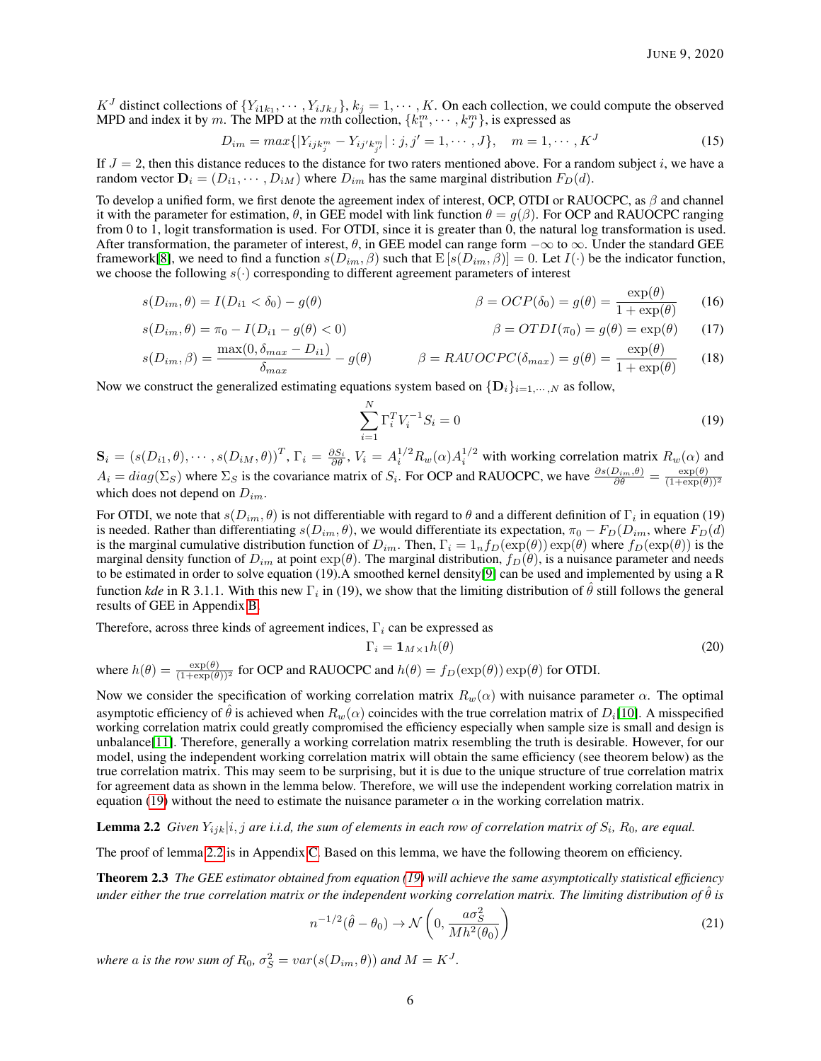$K^J$ distinct collections of $\{Y_{i1k_1}, \cdots, Y_{iJk_J}\}$, $k_j = 1, \cdots, K$. On each collection, we could compute the observed MPD and index it by $m$. The MPD at the $m$th collection, $\{k_1^m, \cdots, k_J^m\}$, is expressed as

$$D_{im} = max\{|Y_{ijk_j^m} - Y_{ij'k_{j'}^m}| : j, j' = 1, \cdots, J\}, \quad m = 1, \cdots, K^J \tag{15}$$

If $J = 2$, then this distance reduces to the distance for two raters mentioned above. For a random subject $i$, we have a random vector $\mathbf{D}_i = (D_{i1}, \cdots, D_{iM})$ where $D_{im}$ has the same marginal distribution $F_D(d)$.

To develop a unified form, we first denote the agreement index of interest, OCP, OTDI or RAUOCPC, as $\beta$ and channel it with the parameter for estimation, $\theta$, in GEE model with link function $\theta = g(\beta)$. For OCP and RAUOCPC ranging from 0 to 1, logit transformation is used. For OTDI, since it is greater than 0, the natural log transformation is used. After transformation, the parameter of interest, $\theta$, in GEE model can range form $-\infty$ to $\infty$. Under the standard GEE framework[8], we need to find a function $s(D_{im}, \beta)$ such that $\mathrm{E}\left[s(D_{im}, \beta)\right] = 0$. Let $I(\cdot)$ be the indicator function, we choose the following $s(\cdot)$ corresponding to different agreement parameters of interest

$$s(D_{im}, \theta) = I(D_{i1} < \delta_0) - g(\theta) \qquad \beta = OCP(\delta_0) = g(\theta) = \frac{\exp(\theta)}{1 + \exp(\theta)} \tag{16}$$

$$s(D_{im}, \theta) = \pi_0 - I(D_{i1} - g(\theta) < 0) \qquad \beta = OTDI(\pi_0) = g(\theta) = \exp(\theta) \tag{17}$$

$$s(D_{im}, \beta) = \frac{\max(0, \delta_{max} - D_{i1})}{\delta_{max}} - g(\theta) \qquad \beta = RAUOCPC(\delta_{max}) = g(\theta) = \frac{\exp(\theta)}{1 + \exp(\theta)} \tag{18}$$

Now we construct the generalized estimating equations system based on $\{\mathbf{D}_i\}_{i=1,\cdots,N}$ as follow,

$$\sum_{i=1}^{N} \Gamma_i^T V_i^{-1} S_i = 0 \tag{19}$$

$\mathbf{S}_i = (s(D_{i1}, \theta), \cdots, s(D_{iM}, \theta))^T$, $\Gamma_i = \frac{\partial S_i}{\partial \theta}$, $V_i = A_i^{1/2} R_w(\alpha) A_i^{1/2}$ with working correlation matrix $R_w(\alpha)$ and $A_i = diag(\Sigma_S)$ where $\Sigma_S$ is the covariance matrix of $S_i$. For OCP and RAUOCPC, we have $\frac{\partial s(D_{im}, \theta)}{\partial \theta} = \frac{\exp(\theta)}{(1+\exp(\theta))^2}$ which does not depend on $D_{im}$.

For OTDI, we note that $s(D_{im}, \theta)$ is not differentiable with regard to $\theta$ and a different definition of $\Gamma_i$ in equation (19) is needed. Rather than differentiating $s(D_{im}, \theta)$, we would differentiate its expectation, $\pi_0 - F_D(D_{im})$, where $F_D(d)$ is the marginal cumulative distribution function of $D_{im}$. Then, $\Gamma_i = 1_n f_D(\exp(\theta)) \exp(\theta)$ where $f_D(\exp(\theta))$ is the marginal density function of $D_{im}$ at point $\exp(\theta)$. The marginal distribution, $f_D(\theta)$, is a nuisance parameter and needs to be estimated in order to solve equation (19).A smoothed kernel density[9] can be used and implemented by using a R function *kde* in R 3.1.1. With this new $\Gamma_i$ in (19), we show that the limiting distribution of $\hat{\theta}$ still follows the general results of GEE in Appendix B.

Therefore, across three kinds of agreement indices, $\Gamma_i$ can be expressed as

$$\Gamma_i = \mathbf{1}_{M \times 1} h(\theta) \tag{20}$$

where $h(\theta) = \frac{\exp(\theta)}{(1+\exp(\theta))^2}$ for OCP and RAUOCPC and $h(\theta) = f_D(\exp(\theta)) \exp(\theta)$ for OTDI.

Now we consider the specification of working correlation matrix $R_w(\alpha)$ with nuisance parameter $\alpha$. The optimal asymptotic efficiency of $\hat{\theta}$ is achieved when $R_w(\alpha)$ coincides with the true correlation matrix of $D_i$[10]. A misspecified working correlation matrix could greatly compromised the efficiency especially when sample size is small and design is unbalance[11]. Therefore, generally a working correlation matrix resembling the truth is desirable. However, for our model, using the independent working correlation matrix will obtain the same efficiency (see theorem below) as the true correlation matrix. This may seem to be surprising, but it is due to the unique structure of true correlation matrix for agreement data as shown in the lemma below. Therefore, we will use the independent working correlation matrix in equation (19) without the need to estimate the nuisance parameter $\alpha$ in the working correlation matrix.

**Lemma 2.2** *Given $Y_{ijk}|i, j$ are i.i.d, the sum of elements in each row of correlation matrix of $S_i$, $R_0$, are equal.*

The proof of lemma 2.2 is in Appendix C. Based on this lemma, we have the following theorem on efficiency.

**Theorem 2.3** *The GEE estimator obtained from equation (19) will achieve the same asymptotically statistical efficiency under either the true correlation matrix or the independent working correlation matrix. The limiting distribution of $\hat{\theta}$ is*

$$n^{-1/2}(\hat{\theta} - \theta_0) \rightarrow \mathcal{N}\left(0, \frac{a\sigma_S^2}{M h^2(\theta_0)}\right) \tag{21}$$

*where $a$ is the row sum of $R_0$, $\sigma_S^2 = var(s(D_{im}, \theta))$ and $M = K^J$.*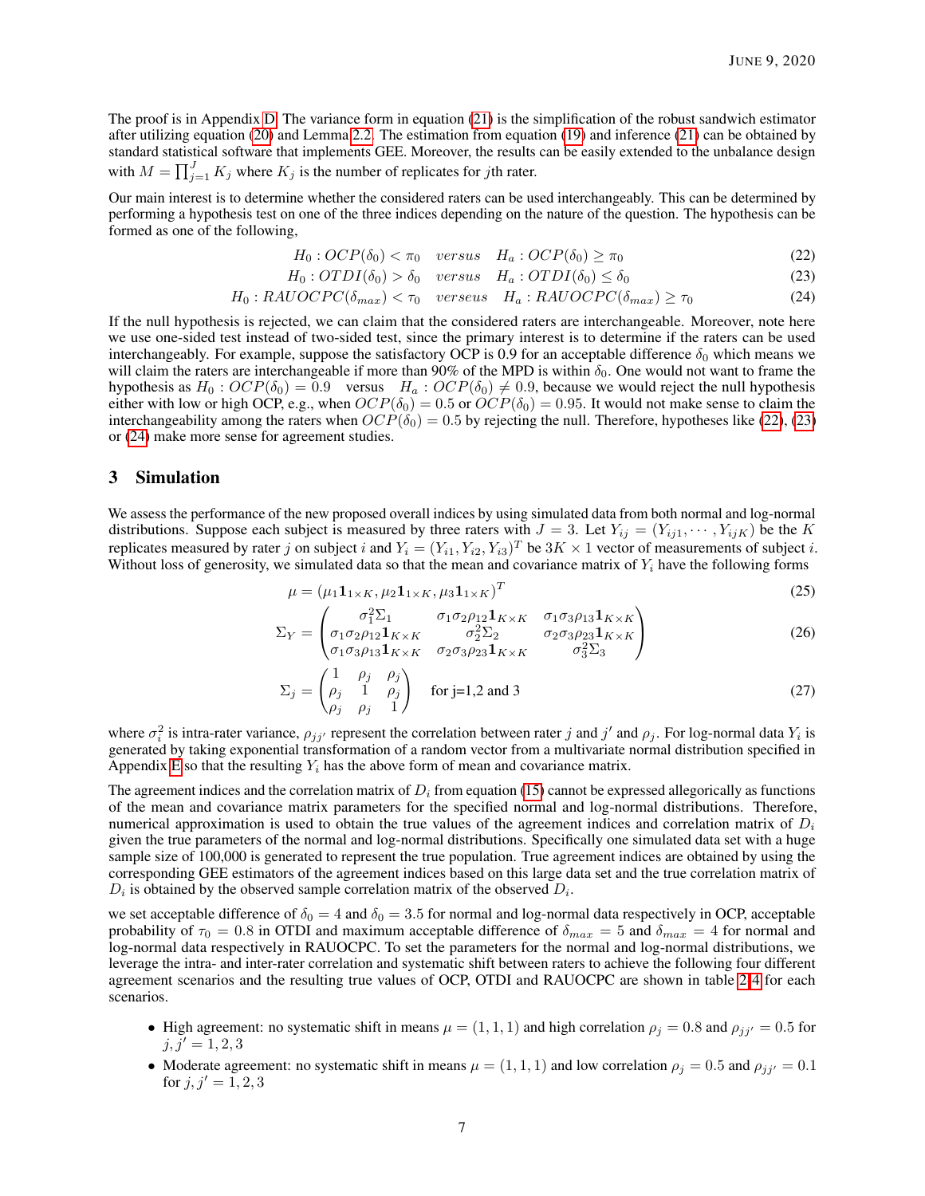The proof is in Appendix D. The variance form in equation (21) is the simplification of the robust sandwich estimator after utilizing equation (20) and Lemma 2.2. The estimation from equation (19) and inference (21) can be obtained by standard statistical software that implements GEE. Moreover, the results can be easily extended to the unbalance design with $M = \prod_{j=1}^{J} K_j$ where $K_j$ is the number of replicates for $j$th rater.

Our main interest is to determine whether the considered raters can be used interchangeably. This can be determined by performing a hypothesis test on one of the three indices depending on the nature of the question. The hypothesis can be formed as one of the following,

$$H_0 : OCP(\delta_0) < \pi_0 \quad versus \quad H_a : OCP(\delta_0) \geq \pi_0 \tag{22}$$

$$H_0 : OTDI(\delta_0) > \delta_0 \quad versus \quad H_a : OTDI(\delta_0) \leq \delta_0 \tag{23}$$

$$H_0 : RAUOCPC(\delta_{max}) < \tau_0 \quad verseus \quad H_a : RAUOCPC(\delta_{max}) \geq \tau_0 \tag{24}$$

If the null hypothesis is rejected, we can claim that the considered raters are interchangeable. Moreover, note here we use one-sided test instead of two-sided test, since the primary interest is to determine if the raters can be used interchangeably. For example, suppose the satisfactory OCP is 0.9 for an acceptable difference $\delta_0$ which means we will claim the raters are interchangeable if more than 90% of the MPD is within $\delta_0$. One would not want to frame the hypothesis as $H_0 : OCP(\delta_0) = 0.9$ versus $H_a : OCP(\delta_0) \neq 0.9$, because we would reject the null hypothesis either with low or high OCP, e.g., when $OCP(\delta_0) = 0.5$ or $OCP(\delta_0) = 0.95$. It would not make sense to claim the interchangeability among the raters when $OCP(\delta_0) = 0.5$ by rejecting the null. Therefore, hypotheses like (22), (23) or (24) make more sense for agreement studies.

## 3 Simulation

We assess the performance of the new proposed overall indices by using simulated data from both normal and log-normal distributions. Suppose each subject is measured by three raters with $J = 3$. Let $Y_{ij} = (Y_{ij1}, \cdots, Y_{ijK})$ be the $K$ replicates measured by rater $j$ on subject $i$ and $Y_i = (Y_{i1}, Y_{i2}, Y_{i3})^T$ be $3K \times 1$ vector of measurements of subject $i$. Without loss of generosity, we simulated data so that the mean and covariance matrix of $Y_i$ have the following forms

$$\mu = (\mu_1 \mathbf{1}_{1\times K}, \mu_2 \mathbf{1}_{1\times K}, \mu_3 \mathbf{1}_{1\times K})^T \tag{25}$$

$$\Sigma_Y = \begin{pmatrix} \sigma_1^2 \Sigma_1 & \sigma_1\sigma_2\rho_{12}\mathbf{1}_{K\times K} & \sigma_1\sigma_3\rho_{13}\mathbf{1}_{K\times K} \\ \sigma_1\sigma_2\rho_{12}\mathbf{1}_{K\times K} & \sigma_2^2\Sigma_2 & \sigma_2\sigma_3\rho_{23}\mathbf{1}_{K\times K} \\ \sigma_1\sigma_3\rho_{13}\mathbf{1}_{K\times K} & \sigma_2\sigma_3\rho_{23}\mathbf{1}_{K\times K} & \sigma_3^2\Sigma_3 \end{pmatrix} \tag{26}$$

$$\Sigma_j = \begin{pmatrix} 1 & \rho_j & \rho_j \\ \rho_j & 1 & \rho_j \\ \rho_j & \rho_j & 1 \end{pmatrix} \quad \text{for j=1,2 and 3} \tag{27}$$

where $\sigma_i^2$ is intra-rater variance, $\rho_{jj'}$ represent the correlation between rater $j$ and $j'$ and $\rho_j$. For log-normal data $Y_i$ is generated by taking exponential transformation of a random vector from a multivariate normal distribution specified in Appendix E so that the resulting $Y_i$ has the above form of mean and covariance matrix.

The agreement indices and the correlation matrix of $D_i$ from equation (15) cannot be expressed allegorically as functions of the mean and covariance matrix parameters for the specified normal and log-normal distributions. Therefore, numerical approximation is used to obtain the true values of the agreement indices and correlation matrix of $D_i$ given the true parameters of the normal and log-normal distributions. Specifically one simulated data set with a huge sample size of 100,000 is generated to represent the true population. True agreement indices are obtained by using the corresponding GEE estimators of the agreement indices based on this large data set and the true correlation matrix of $D_i$ is obtained by the observed sample correlation matrix of the observed $D_i$.

we set acceptable difference of $\delta_0 = 4$ and $\delta_0 = 3.5$ for normal and log-normal data respectively in OCP, acceptable probability of $\tau_0 = 0.8$ in OTDI and maximum acceptable difference of $\delta_{max} = 5$ and $\delta_{max} = 4$ for normal and log-normal data respectively in RAUOCPC. To set the parameters for the normal and log-normal distributions, we leverage the intra- and inter-rater correlation and systematic shift between raters to achieve the following four different agreement scenarios and the resulting true values of OCP, OTDI and RAUOCPC are shown in table 2-4 for each scenarios.

- High agreement: no systematic shift in means $\mu = (1, 1, 1)$ and high correlation $\rho_j = 0.8$ and $\rho_{jj'} = 0.5$ for $j, j' = 1, 2, 3$
- Moderate agreement: no systematic shift in means $\mu = (1, 1, 1)$ and low correlation $\rho_j = 0.5$ and $\rho_{jj'} = 0.1$ for $j, j' = 1, 2, 3$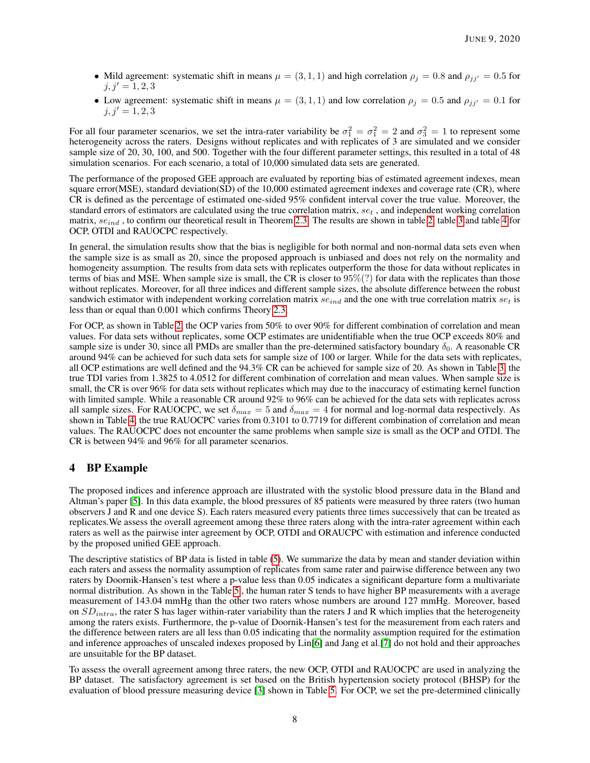- Mild agreement: systematic shift in means $\mu = (3, 1, 1)$ and high correlation $\rho_j = 0.8$ and $\rho_{jj'} = 0.5$ for $j, j' = 1, 2, 3$
- Low agreement: systematic shift in means $\mu = (3, 1, 1)$ and low correlation $\rho_j = 0.5$ and $\rho_{jj'} = 0.1$ for $j, j' = 1, 2, 3$

For all four parameter scenarios, we set the intra-rater variability be $\sigma_1^2 = \sigma_1^2 = 2$ and $\sigma_3^2 = 1$ to represent some heterogeneity across the raters. Designs without replicates and with replicates of 3 are simulated and we consider sample size of 20, 30, 100, and 500. Together with the four different parameter settings, this resulted in a total of 48 simulation scenarios. For each scenario, a total of 10,000 simulated data sets are generated.

The performance of the proposed GEE approach are evaluated by reporting bias of estimated agreement indexes, mean square error(MSE), standard deviation(SD) of the 10,000 estimated agreement indexes and coverage rate (CR), where CR is defined as the percentage of estimated one-sided 95% confident interval cover the true value. Moreover, the standard errors of estimators are calculated using the true correlation matrix, $se_t$ , and independent working correlation matrix, $se_{ind}$ , to confirm our theoretical result in Theorem 2.3. The results are shown in table 2, table 3 and table 4 for OCP, OTDI and RAUOCPC respectively.

In general, the simulation results show that the bias is negligible for both normal and non-normal data sets even when the sample size is as small as 20, since the proposed approach is unbiased and does not rely on the normality and homogeneity assumption. The results from data sets with replicates outperform the those for data without replicates in terms of bias and MSE. When sample size is small, the CR is closer to 95%(?) for data with the replicates than those without replicates. Moreover, for all three indices and different sample sizes, the absolute difference between the robust sandwich estimator with independent working correlation matrix $se_{ind}$ and the one with true correlation matrix $se_t$ is less than or equal than 0.001 which confirms Theory 2.3.

For OCP, as shown in Table 2, the OCP varies from 50% to over 90% for different combination of correlation and mean values. For data sets without replicates, some OCP estimates are unidentifiable when the true OCP exceeds 80% and sample size is under 30, since all PMDs are smaller than the pre-determined satisfactory boundary $\delta_0$. A reasonable CR around 94% can be achieved for such data sets for sample size of 100 or larger. While for the data sets with replicates, all OCP estimations are well defined and the 94.3% CR can be achieved for sample size of 20. As shown in Table 3, the true TDI varies from 1.3825 to 4.0512 for different combination of correlation and mean values. When sample size is small, the CR is over 96% for data sets without replicates which may due to the inaccuracy of estimating kernel function with limited sample. While a reasonable CR around 92% to 96% can be achieved for the data sets with replicates across all sample sizes. For RAUOCPC, we set $\delta_{max} = 5$ and $\delta_{max} = 4$ for normal and log-normal data respectively. As shown in Table 4, the true RAUOCPC varies from 0.3101 to 0.7719 for different combination of correlation and mean values. The RAUOCPC does not encounter the same problems when sample size is small as the OCP and OTDI. The CR is between 94% and 96% for all parameter scenarios.

## 4 BP Example

The proposed indices and inference approach are illustrated with the systolic blood pressure data in the Bland and Altman's paper [5]. In this data example, the blood pressures of 85 patients were measured by three raters (two human observers J and R and one device S). Each raters measured every patients three times successively that can be treated as replicates.We assess the overall agreement among these three raters along with the intra-rater agreement within each raters as well as the pairwise inter agreement by OCP, OTDI and ORAUCPC with estimation and inference conducted by the proposed unified GEE approach.

The descriptive statistics of BP data is listed in table (5). We summarize the data by mean and stander deviation within each raters and assess the normality assumption of replicates from same rater and pairwise difference between any two raters by Doornik-Hansen's test where a p-value less than 0.05 indicates a significant departure form a multivariate normal distribution. As shown in the Table 5, the human rater S tends to have higher BP measurements with a average measurement of 143.04 mmHg than the other two raters whose numbers are around 127 mmHg. Moreover, based on $SD_{intra}$, the rater S has lager within-rater variability than the raters J and R which implies that the heterogeneity among the raters exists. Furthermore, the p-value of Doornik-Hansen's test for the measurement from each raters and the difference between raters are all less than 0.05 indicating that the normality assumption required for the estimation and inference approaches of unscaled indexes proposed by Lin[6] and Jang et al.[7] do not hold and their approaches are unsuitable for the BP dataset.

To assess the overall agreement among three raters, the new OCP, OTDI and RAUOCPC are used in analyzing the BP dataset. The satisfactory agreement is set based on the British hypertension society protocol (BHSP) for the evaluation of blood pressure measuring device [3] shown in Table 5. For OCP, we set the pre-determined clinically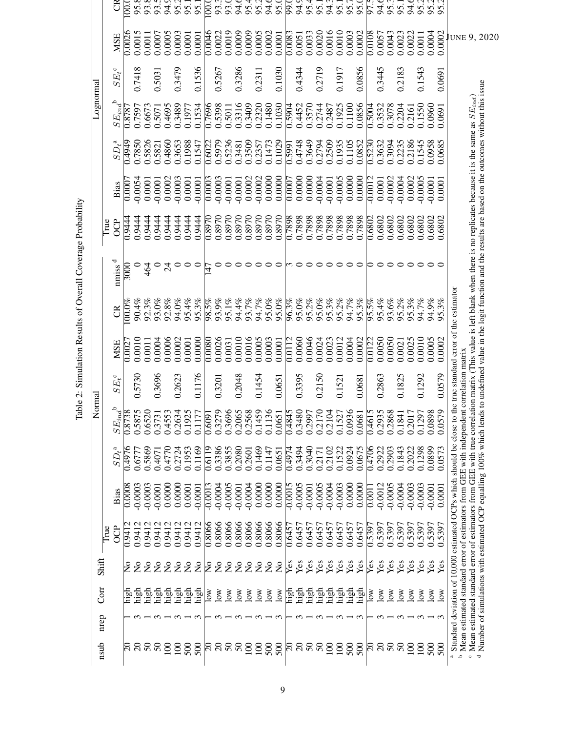Table 2: Simulation Results of Overall Coverage Probability

| nsub | nrep | Corr | Shift | Normal | | | | | | | | Lognormal | | | | | | |
|---|---|---|---|---|---|---|---|---|---|---|---|---|---|---|---|---|---|---|
| | | | | True OCP | Bias | $SD_t$[a] | $SE_{ind}$[b] | $SE_t$[c] | MSE | CR | nmiss[d] | True OCP | Bias | $SD_t$[a] | $SE_{ind}$[b] | $SE_t$[c] | MSE | CR |
| 20 | 1 | high | No | 0.9412 | 0.0008 | 0.4976 | 0.8738 | | 0.0027 | 100.0% | 3000 | 0.9444 | 0.0007 | 0.4949 | 0.8787 | | 0.0026 | 100.0 |
| 20 | 3 | high | No | 0.9412 | -0.0003 | 0.6777 | 0.5875 | 0.5730 | 0.0010 | 90.4% | 0 | 0.9444 | -0.0054 | 0.7850 | 0.7597 | 0.7418 | 0.0015 | 95.8 |
| 50 | 1 | high | No | 0.9412 | -0.0003 | 0.5869 | 0.6520 | | 0.0011 | 92.3% | 464 | 0.9444 | 0.0001 | 0.5826 | 0.6673 | | 0.0011 | 93.8 |
| 50 | 3 | high | No | 0.9412 | -0.0001 | 0.4071 | 0.3731 | 0.3696 | 0.0004 | 93.0% | 0 | 0.9444 | -0.0001 | 0.5821 | 0.5071 | 0.5031 | 0.0007 | 93.5 |
| 100 | 1 | high | No | 0.9412 | 0.0000 | 0.4770 | 0.4553 | | 0.0006 | 92.8% | 24 | 0.9444 | 0.0002 | 0.4860 | 0.4695 | | 0.0005 | 94.9 |
| 100 | 3 | high | No | 0.9412 | 0.0000 | 0.2724 | 0.2634 | 0.2623 | 0.0002 | 94.0% | 0 | 0.9444 | -0.0003 | 0.3653 | 0.3489 | 0.3479 | 0.0003 | 95.2 |
| 500 | 1 | high | No | 0.9412 | 0.0001 | 0.1953 | 0.1925 | | 0.0001 | 95.4% | 0 | 0.9444 | 0.0001 | 0.1988 | 0.1977 | | 0.0001 | 95.1 |
| 500 | 3 | high | No | 0.9412 | -0.0001 | 0.1169 | 0.1177 | 0.1176 | 0.0000 | 95.3% | 0 | 0.9444 | -0.0001 | 0.1547 | 0.1534 | 0.1536 | 0.0001 | 95.1 |
| 20 | 1 | low | No | 0.8066 | -0.0013 | 0.6119 | 0.6091 | | 0.0080 | 98.5% | 147 | 0.8970 | 0.0003 | 0.6022 | 0.7696 | | 0.0046 | 100.0 |
| 20 | 3 | low | No | 0.8066 | -0.0004 | 0.3386 | 0.3279 | 0.3201 | 0.0026 | 93.9% | 0 | 0.8970 | -0.0003 | 0.5979 | 0.5398 | 0.5267 | 0.0022 | 93.3 |
| 50 | 1 | low | No | 0.8066 | -0.0005 | 0.3855 | 0.3696 | | 0.0031 | 95.1% | 0 | 0.8970 | -0.0001 | 0.5236 | 0.5011 | | 0.0019 | 93.0 |
| 50 | 3 | low | No | 0.8066 | -0.0001 | 0.2080 | 0.2065 | 0.2048 | 0.0010 | 94.4% | 0 | 0.8970 | -0.0001 | 0.3481 | 0.3316 | 0.3286 | 0.0009 | 94.6 |
| 100 | 1 | low | No | 0.8066 | -0.0004 | 0.2601 | 0.2568 | | 0.0016 | 93.7% | 0 | 0.8970 | 0.0002 | 0.3509 | 0.3409 | | 0.0009 | 95.4 |
| 100 | 3 | low | No | 0.8066 | 0.0000 | 0.1469 | 0.1459 | 0.1454 | 0.0005 | 94.7% | 0 | 0.8970 | -0.0002 | 0.2357 | 0.2320 | 0.2311 | 0.0005 | 95.2 |
| 500 | 1 | low | No | 0.8066 | 0.0000 | 0.1147 | 0.1136 | | 0.0003 | 95.0% | 0 | 0.8970 | 0.0000 | 0.1473 | 0.1480 | | 0.0002 | 94.6 |
| 500 | 3 | low | No | 0.8066 | 0.0000 | 0.0651 | 0.0651 | 0.0651 | 0.0001 | 95.0% | 0 | 0.8970 | 0.0000 | 0.1029 | 0.1030 | 0.1030 | 0.0001 | 95.0 |
| 20 | 1 | high | Yes | 0.6457 | -0.0015 | 0.4974 | 0.4845 | | 0.0112 | 96.3% | 3 | 0.7898 | 0.0007 | 0.5991 | 0.5904 | | 0.0083 | 99.0 |
| 20 | 3 | high | Yes | 0.6457 | -0.0005 | 0.3494 | 0.3480 | 0.3395 | 0.0060 | 95.0% | 0 | 0.7898 | 0.0000 | 0.4748 | 0.4452 | 0.4344 | 0.0051 | 94.9 |
| 50 | 1 | high | Yes | 0.6457 | -0.0001 | 0.3040 | 0.2997 | | 0.0046 | 95.2% | 0 | 0.7898 | 0.0000 | 0.3649 | 0.3570 | | 0.0033 | 95.4 |
| 50 | 3 | high | Yes | 0.6457 | -0.0005 | 0.2171 | 0.2170 | 0.2150 | 0.0024 | 95.0% | 0 | 0.7898 | -0.0004 | 0.2794 | 0.2744 | 0.2719 | 0.0020 | 95.1 |
| 100 | 1 | high | Yes | 0.6457 | -0.0004 | 0.2102 | 0.2104 | | 0.0023 | 95.3% | 0 | 0.7898 | -0.0001 | 0.2509 | 0.2487 | | 0.0016 | 94.3 |
| 100 | 3 | high | Yes | 0.6457 | -0.0003 | 0.1522 | 0.1527 | 0.1521 | 0.0012 | 95.2% | 0 | 0.7898 | -0.0005 | 0.1935 | 0.1925 | 0.1917 | 0.0010 | 95.1 |
| 500 | 1 | high | Yes | 0.6457 | 0.0000 | 0.0924 | 0.0936 | | 0.0004 | 94.7% | 0 | 0.7898 | 0.0000 | 0.1105 | 0.1100 | | 0.0003 | 95.7 |
| 500 | 3 | high | Yes | 0.6457 | 0.0000 | 0.0675 | 0.0681 | 0.0681 | 0.0002 | 95.3% | 0 | 0.7898 | 0.0000 | 0.0852 | 0.0856 | 0.0856 | 0.0002 | 95.0 |
| 20 | 1 | low | Yes | 0.5397 | 0.0011 | 0.4706 | 0.4615 | | 0.0122 | 95.5% | 0 | 0.6802 | -0.0012 | 0.5230 | 0.5004 | | 0.0108 | 97.5 |
| 20 | 3 | low | Yes | 0.5397 | -0.0012 | 0.2922 | 0.2935 | 0.2863 | 0.0050 | 95.4% | 0 | 0.6802 | 0.0001 | 0.3632 | 0.3532 | 0.3445 | 0.0057 | 94.6 |
| 50 | 1 | low | Yes | 0.5397 | -0.0005 | 0.2903 | 0.2868 | | 0.0050 | 93.6% | 0 | 0.6802 | -0.0002 | 0.3094 | 0.3078 | | 0.0043 | 95.3 |
| 50 | 3 | low | Yes | 0.5397 | -0.0004 | 0.1843 | 0.1841 | 0.1825 | 0.0021 | 95.2% | 0 | 0.6802 | -0.0004 | 0.2235 | 0.2204 | 0.2183 | 0.0023 | 95.1 |
| 100 | 1 | low | Yes | 0.5397 | -0.0003 | 0.2022 | 0.2017 | | 0.0025 | 95.3% | 0 | 0.6802 | 0.0002 | 0.2186 | 0.2161 | | 0.0022 | 94.6 |
| 100 | 3 | low | Yes | 0.5397 | -0.0003 | 0.1298 | 0.1297 | 0.1292 | 0.0010 | 94.7% | 0 | 0.6802 | -0.0005 | 0.1545 | 0.1550 | 0.1543 | 0.0011 | 95.2 |
| 500 | 1 | low | Yes | 0.5397 | -0.0001 | 0.0899 | 0.0898 | | 0.0005 | 94.9% | 0 | 0.6802 | -0.0001 | 0.0958 | 0.0960 | | 0.0004 | 95.2 |
| 500 | 3 | low | Yes | 0.5397 | 0.0001 | 0.0573 | 0.0579 | 0.0579 | 0.0002 | 95.3% | 0 | 0.6802 | 0.0001 | 0.0685 | 0.0691 | 0.0691 | 0.0002 | 95.2 |

[a] Standard deviation of 10,000 estimated OCPs which should be close to the true standard error of the estimator

[b] Mean estimated standard error of estimators from GEE with independent correlation matrix

[c] Mean estimated standard error of estimators from GEE with true correlation matrix (This value is left blank when there is no replicates because it is the same as $SE_{ind}$)

[d] Number of simulations with estimated OCP equalling 100% which lends to undefined value in the logit function and the results are based on the outcomes without this issue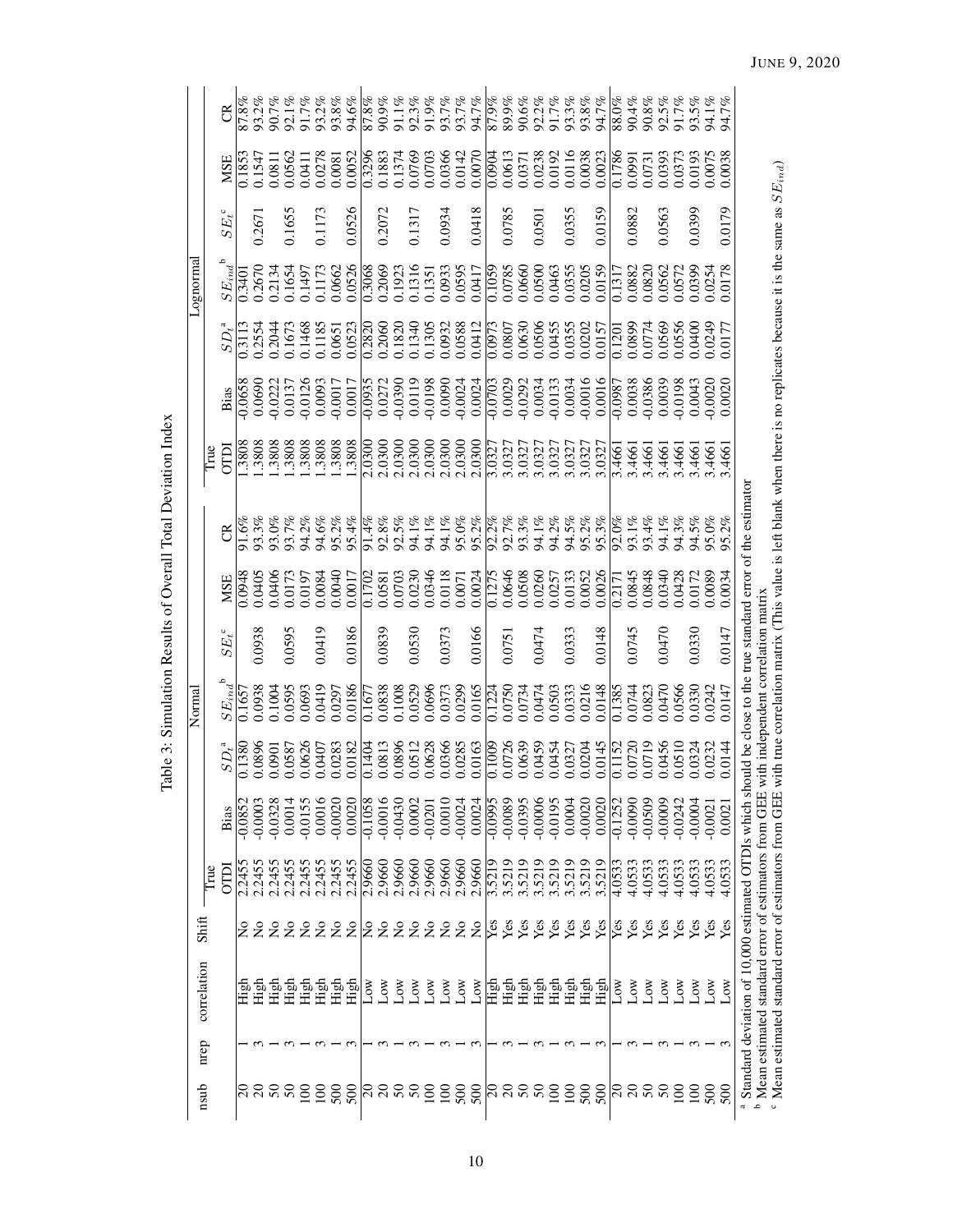Table 3: Simulation Results of Overall Total Deviation Index

| nsub | nrep | correlation | Shift | Normal | | | | | | | | Lognormal | | | | | | | |
|---|---|---|---|---|---|---|---|---|---|---|---|---|---|---|---|---|---|---|---|
| | | | | True OTDI | Bias | $SD_t$[a] | $SE_{ind}$[b] | $SE_t$[c] | MSE | CR | | True OTDI | Bias | $SD_t$[a] | $SE_{ind}$[b] | $SE_t$[c] | MSE | CR | |
| 20 | 1 | High | No | 2.2455 | -0.0852 | 0.1380 | 0.1657 | | 0.0948 | 91.6% | | 1.3808 | -0.0658 | 0.3113 | 0.3401 | | 0.1853 | 87.8% | |
| 20 | 3 | High | No | 2.2455 | -0.0003 | 0.0896 | 0.0938 | 0.0938 | 0.0405 | 93.3% | | 1.3808 | 0.0690 | 0.2554 | 0.2670 | 0.2671 | 0.1547 | 93.2% | |
| 50 | 1 | High | No | 2.2455 | -0.0328 | 0.0901 | 0.1004 | | 0.0406 | 93.0% | | 1.3808 | -0.0222 | 0.2044 | 0.2134 | | 0.0811 | 90.7% | |
| 50 | 3 | High | No | 2.2455 | 0.0014 | 0.0587 | 0.0595 | 0.0595 | 0.0173 | 93.7% | | 1.3808 | 0.0137 | 0.1673 | 0.1654 | 0.1655 | 0.0562 | 92.1% | |
| 100 | 1 | High | No | 2.2455 | -0.0155 | 0.0626 | 0.0693 | | 0.0197 | 94.2% | | 1.3808 | -0.0126 | 0.1468 | 0.1497 | | 0.0411 | 91.7% | |
| 100 | 3 | High | No | 2.2455 | 0.0016 | 0.0407 | 0.0419 | 0.0419 | 0.0084 | 94.6% | | 1.3808 | 0.0093 | 0.1185 | 0.1173 | 0.1173 | 0.0278 | 93.2% | |
| 500 | 1 | High | No | 2.2455 | -0.0020 | 0.0283 | 0.0297 | | 0.0040 | 95.2% | | 1.3808 | -0.0017 | 0.0651 | 0.0662 | | 0.0081 | 93.8% | |
| 500 | 3 | High | No | 2.2455 | 0.0020 | 0.0182 | 0.0186 | 0.0186 | 0.0017 | 95.4% | | 1.3808 | 0.0017 | 0.0523 | 0.0526 | 0.0526 | 0.0052 | 94.6% | |
| 20 | 1 | Low | No | 2.9660 | -0.1058 | 0.1404 | 0.1677 | | 0.1702 | 91.4% | | 2.0300 | -0.0935 | 0.2820 | 0.3068 | | 0.3296 | 87.8% | |
| 20 | 3 | Low | No | 2.9660 | -0.0016 | 0.0813 | 0.0838 | 0.0839 | 0.0581 | 92.8% | | 2.0300 | 0.0272 | 0.2060 | 0.2069 | 0.2072 | 0.1883 | 90.9% | |
| 50 | 1 | Low | No | 2.9660 | -0.0430 | 0.0896 | 0.1008 | | 0.0703 | 92.5% | | 2.0300 | -0.0390 | 0.1820 | 0.1923 | | 0.1374 | 91.1% | |
| 50 | 3 | Low | No | 2.9660 | 0.0002 | 0.0512 | 0.0529 | 0.0530 | 0.0230 | 94.1% | | 2.0300 | 0.0119 | 0.1340 | 0.1316 | 0.1317 | 0.0769 | 92.3% | |
| 100 | 1 | Low | No | 2.9660 | -0.0201 | 0.0628 | 0.0696 | | 0.0346 | 94.1% | | 2.0300 | -0.0198 | 0.1305 | 0.1351 | | 0.0703 | 91.9% | |
| 100 | 3 | Low | No | 2.9660 | 0.0010 | 0.0366 | 0.0373 | 0.0373 | 0.0118 | 94.1% | | 2.0300 | 0.0090 | 0.0932 | 0.0933 | 0.0934 | 0.0366 | 93.7% | |
| 500 | 1 | Low | No | 2.9660 | -0.0024 | 0.0285 | 0.0299 | | 0.0071 | 95.0% | | 2.0300 | -0.0024 | 0.0588 | 0.0595 | | 0.0142 | 93.7% | |
| 500 | 3 | Low | No | 2.9660 | 0.0024 | 0.0163 | 0.0165 | 0.0166 | 0.0024 | 95.2% | | 2.0300 | 0.0024 | 0.0412 | 0.0417 | 0.0418 | 0.0070 | 94.7% | |
| 20 | 1 | High | Yes | 3.5219 | -0.0995 | 0.1009 | 0.1224 | | 0.1275 | 92.2% | | 3.0327 | -0.0703 | 0.0973 | 0.1059 | | 0.0904 | 87.9% | |
| 20 | 3 | High | Yes | 3.5219 | -0.0089 | 0.0726 | 0.0750 | 0.0751 | 0.0646 | 92.7% | | 3.0327 | 0.0029 | 0.0807 | 0.0785 | 0.0785 | 0.0613 | 89.9% | |
| 50 | 1 | High | Yes | 3.5219 | -0.0395 | 0.0639 | 0.0734 | | 0.0508 | 93.3% | | 3.0327 | -0.0292 | 0.0630 | 0.0660 | | 0.0371 | 90.6% | |
| 50 | 3 | High | Yes | 3.5219 | -0.0006 | 0.0459 | 0.0474 | 0.0474 | 0.0260 | 94.1% | | 3.0327 | 0.0034 | 0.0506 | 0.0500 | 0.0501 | 0.0238 | 92.2% | |
| 100 | 1 | High | Yes | 3.5219 | -0.0195 | 0.0454 | 0.0503 | | 0.0257 | 94.2% | | 3.0327 | -0.0133 | 0.0455 | 0.0463 | | 0.0192 | 91.7% | |
| 100 | 3 | High | Yes | 3.5219 | 0.0004 | 0.0327 | 0.0333 | 0.0333 | 0.0133 | 94.5% | | 3.0327 | 0.0034 | 0.0355 | 0.0355 | 0.0355 | 0.0116 | 93.3% | |
| 500 | 1 | High | Yes | 3.5219 | -0.0020 | 0.0204 | 0.0216 | | 0.0052 | 95.2% | | 3.0327 | -0.0016 | 0.0202 | 0.0205 | | 0.0038 | 93.8% | |
| 500 | 3 | High | Yes | 3.5219 | 0.0020 | 0.0145 | 0.0148 | 0.0148 | 0.0026 | 95.3% | | 3.0327 | 0.0016 | 0.0157 | 0.0159 | 0.0159 | 0.0023 | 94.7% | |
| 20 | 1 | Low | Yes | 4.0533 | -0.1252 | 0.1152 | 0.1385 | | 0.2171 | 92.0% | | 3.4661 | -0.0987 | 0.1201 | 0.1317 | | 0.1786 | 88.0% | |
| 20 | 3 | Low | Yes | 4.0533 | -0.0090 | 0.0720 | 0.0744 | 0.0745 | 0.0845 | 93.1% | | 3.4661 | 0.0038 | 0.0899 | 0.0882 | 0.0882 | 0.0991 | 90.4% | |
| 50 | 1 | Low | Yes | 4.0533 | -0.0509 | 0.0719 | 0.0823 | | 0.0848 | 93.4% | | 3.4661 | -0.0386 | 0.0774 | 0.0820 | | 0.0731 | 90.8% | |
| 50 | 3 | Low | Yes | 4.0533 | -0.0009 | 0.0456 | 0.0470 | 0.0470 | 0.0340 | 94.1% | | 3.4661 | 0.0039 | 0.0569 | 0.0562 | 0.0563 | 0.0393 | 92.5% | |
| 100 | 1 | Low | Yes | 4.0533 | -0.0242 | 0.0510 | 0.0566 | | 0.0428 | 94.3% | | 3.4661 | -0.0198 | 0.0556 | 0.0572 | | 0.0373 | 91.7% | |
| 100 | 3 | Low | Yes | 4.0533 | -0.0004 | 0.0324 | 0.0330 | 0.0330 | 0.0172 | 94.5% | | 3.4661 | 0.0043 | 0.0400 | 0.0399 | 0.0399 | 0.0193 | 93.5% | |
| 500 | 1 | Low | Yes | 4.0533 | -0.0021 | 0.0232 | 0.0242 | | 0.0089 | 95.0% | | 3.4661 | -0.0020 | 0.0249 | 0.0254 | | 0.0075 | 94.1% | |
| 500 | 3 | Low | Yes | 4.0533 | 0.0021 | 0.0144 | 0.0147 | 0.0147 | 0.0034 | 95.2% | | 3.4661 | 0.0020 | 0.0177 | 0.0178 | 0.0179 | 0.0038 | 94.7% | |

[a] Standard deviation of 10,000 estimated OTDIs which should be close to the true standard error of the estimator
[b] Mean estimated standard error of estimators from GEE with independent correlation matrix
[c] Mean estimated standard error of estimators from GEE with true correlation matrix (This value is left blank when there is no replicates because it is the same as $SE_{ind}$)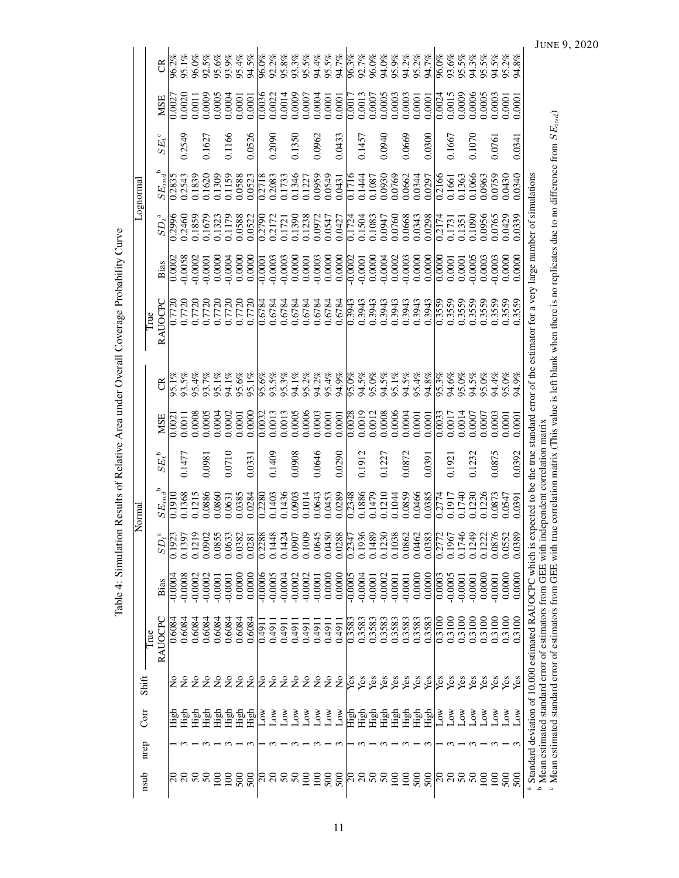Table 4: Simulation Results of Relative Area under Overall Coverage Probability Curve

| nsub | nrep | Corr | Shift | Normal | | | | | | | | Lognormal | | | | | | | |
|---|---|---|---|---|---|---|---|---|---|---|---|---|---|---|---|---|---|---|---|
| | | | | True RAUOCPC | Bias | $SD_t$[a] | $SE_{ind}$[b] | $SE_t$[b] | MSE | CR | | True RAUOCPC | Bias | $SD_t$[a] | $SE_{ind}$[b] | $SE_t$[c] | MSE | CR | |
| 20 | 1 | High | No | 0.6084 | -0.0004 | 0.1923 | 0.1910 | | 0.0021 | 95.1% | | 0.7720 | 0.0002 | 0.2996 | 0.2835 | | 0.0027 | 96.2% | |
| 20 | 3 | High | No | 0.6084 | -0.0008 | 0.1397 | 0.1368 | 0.1477 | 0.0011 | 93.5% | | 0.7720 | -0.0058 | 0.2460 | 0.2543 | 0.2549 | 0.0020 | 95.1% | |
| 50 | 1 | High | No | 0.6084 | -0.0002 | 0.1219 | 0.1215 | | 0.0008 | 95.4% | | 0.7720 | -0.0002 | 0.1859 | 0.1839 | | 0.0011 | 96.0% | |
| 50 | 3 | High | No | 0.6084 | -0.0002 | 0.0902 | 0.0886 | 0.0981 | 0.0005 | 93.7% | | 0.7720 | -0.0001 | 0.1679 | 0.1620 | 0.1627 | 0.0009 | 92.5% | |
| 100 | 1 | High | No | 0.6084 | -0.0001 | 0.0855 | 0.0860 | | 0.0004 | 95.1% | | 0.7720 | 0.0000 | 0.1323 | 0.1309 | | 0.0005 | 95.6% | |
| 100 | 3 | High | No | 0.6084 | -0.0001 | 0.0633 | 0.0631 | 0.0710 | 0.0002 | 94.1% | | 0.7720 | -0.0004 | 0.1179 | 0.1159 | 0.1166 | 0.0004 | 93.9% | |
| 500 | 1 | High | No | 0.6084 | 0.0000 | 0.0382 | 0.0385 | | 0.0001 | 95.6% | | 0.7720 | 0.0000 | 0.0588 | 0.0588 | | 0.0001 | 95.4% | |
| 500 | 3 | High | No | 0.6084 | 0.0000 | 0.0281 | 0.0284 | 0.0331 | 0.0000 | 95.1% | | 0.7720 | 0.0000 | 0.0522 | 0.0523 | 0.0526 | 0.0001 | 94.5% | |
| 20 | 1 | Low | No | 0.4911 | -0.0006 | 0.2288 | 0.2280 | | 0.0032 | 95.6% | | 0.6784 | -0.0001 | 0.2790 | 0.2718 | | 0.0036 | 96.0% | |
| 20 | 3 | Low | No | 0.4911 | -0.0005 | 0.1448 | 0.1403 | 0.1409 | 0.0013 | 93.5% | | 0.6784 | -0.0003 | 0.2172 | 0.2083 | 0.2090 | 0.0022 | 92.2% | |
| 50 | 1 | Low | No | 0.4911 | -0.0004 | 0.1424 | 0.1436 | | 0.0013 | 95.3% | | 0.6784 | -0.0003 | 0.1721 | 0.1733 | | 0.0014 | 95.8% | |
| 50 | 3 | Low | No | 0.4911 | -0.0002 | 0.0907 | 0.0903 | 0.0908 | 0.0005 | 94.1% | | 0.6784 | 0.0000 | 0.1390 | 0.1346 | 0.1350 | 0.0009 | 93.3% | |
| 100 | 1 | Low | No | 0.4911 | -0.0002 | 0.1009 | 0.1014 | | 0.0006 | 95.2% | | 0.6784 | 0.0001 | 0.1238 | 0.1227 | | 0.0007 | 95.5% | |
| 100 | 3 | Low | No | 0.4911 | -0.0001 | 0.0645 | 0.0643 | 0.0646 | 0.0003 | 94.2% | | 0.6784 | -0.0003 | 0.0972 | 0.0959 | 0.0962 | 0.0004 | 94.4% | |
| 500 | 1 | Low | No | 0.4911 | 0.0000 | 0.0450 | 0.0453 | | 0.0001 | 95.4% | | 0.6784 | 0.0000 | 0.0547 | 0.0549 | | 0.0001 | 95.5% | |
| 500 | 3 | Low | No | 0.4911 | 0.0000 | 0.0288 | 0.0289 | 0.0290 | 0.0001 | 94.9% | | 0.6784 | 0.0000 | 0.0427 | 0.0431 | 0.0433 | 0.0001 | 94.7% | |
| 20 | 1 | High | Yes | 0.3583 | -0.0005 | 0.2347 | 0.2348 | | 0.0028 | 95.0% | | 0.3943 | -0.0002 | 0.1724 | 0.1716 | | 0.0017 | 96.3% | |
| 20 | 3 | High | Yes | 0.3583 | -0.0004 | 0.1936 | 0.1886 | 0.1912 | 0.0019 | 94.5% | | 0.3943 | -0.0001 | 0.1504 | 0.1444 | 0.1457 | 0.0013 | 92.7% | |
| 50 | 1 | High | Yes | 0.3583 | -0.0001 | 0.1489 | 0.1479 | | 0.0012 | 95.0% | | 0.3943 | 0.0000 | 0.1083 | 0.1087 | | 0.0007 | 96.0% | |
| 50 | 3 | High | Yes | 0.3583 | -0.0002 | 0.1230 | 0.1210 | 0.1227 | 0.0008 | 94.5% | | 0.3943 | -0.0004 | 0.0947 | 0.0930 | 0.0940 | 0.0005 | 94.0% | |
| 100 | 1 | High | Yes | 0.3583 | -0.0001 | 0.1038 | 0.1044 | | 0.0006 | 95.1% | | 0.3943 | 0.0002 | 0.0760 | 0.0769 | | 0.0003 | 95.9% | |
| 100 | 3 | High | Yes | 0.3583 | -0.0001 | 0.0862 | 0.0859 | 0.0872 | 0.0004 | 94.5% | | 0.3943 | -0.0003 | 0.0668 | 0.0662 | 0.0669 | 0.0003 | 94.2% | |
| 500 | 1 | High | Yes | 0.3583 | 0.0000 | 0.0462 | 0.0466 | | 0.0001 | 95.4% | | 0.3943 | 0.0000 | 0.0343 | 0.0344 | | 0.0001 | 95.2% | |
| 500 | 3 | High | Yes | 0.3583 | 0.0000 | 0.0383 | 0.0385 | 0.0391 | 0.0001 | 94.8% | | 0.3943 | 0.0000 | 0.0298 | 0.0297 | 0.0300 | 0.0001 | 94.7% | |
| 20 | 1 | Low | Yes | 0.3100 | 0.0003 | 0.2772 | 0.2774 | | 0.0033 | 95.3% | | 0.3559 | 0.0000 | 0.2174 | 0.2166 | | 0.0024 | 96.0% | |
| 20 | 3 | Low | Yes | 0.3100 | -0.0005 | 0.1967 | 0.1917 | 0.1921 | 0.0017 | 94.6% | | 0.3559 | 0.0001 | 0.1731 | 0.1661 | 0.1667 | 0.0015 | 93.6% | |
| 50 | 1 | Low | Yes | 0.3100 | -0.0001 | 0.1746 | 0.1740 | | 0.0014 | 95.0% | | 0.3559 | 0.0001 | 0.1351 | 0.1363 | | 0.0009 | 95.5% | |
| 50 | 3 | Low | Yes | 0.3100 | -0.0001 | 0.1249 | 0.1230 | 0.1232 | 0.0007 | 94.5% | | 0.3559 | -0.0005 | 0.1090 | 0.1066 | 0.1070 | 0.0006 | 94.3% | |
| 100 | 1 | Low | Yes | 0.3100 | 0.0000 | 0.1222 | 0.1226 | | 0.0007 | 95.0% | | 0.3559 | 0.0003 | 0.0956 | 0.0963 | | 0.0005 | 95.5% | |
| 100 | 3 | Low | Yes | 0.3100 | -0.0001 | 0.0876 | 0.0873 | 0.0875 | 0.0003 | 94.4% | | 0.3559 | -0.0003 | 0.0765 | 0.0759 | 0.0761 | 0.0003 | 94.5% | |
| 500 | 1 | Low | Yes | 0.3100 | 0.0000 | 0.0552 | 0.0547 | | 0.0001 | 95.0% | | 0.3559 | 0.0000 | 0.0429 | 0.0430 | | 0.0001 | 95.2% | |
| 500 | 3 | Low | Yes | 0.3100 | 0.0000 | 0.0389 | 0.0391 | 0.0392 | 0.0001 | 94.9% | | 0.3559 | 0.0000 | 0.0339 | 0.0340 | 0.0341 | 0.0001 | 94.8% | |

[a] Standard deviation of 10,000 estimated RAUOCPC which is expected to be the true standard error of the estimator for a very large number of simulations
[b] Mean estimated standard error of estimators from GEE with independent correlation matrix
[c] Mean estimated standard error of estimators from GEE with true correlation matrix (This value is left blank when there is no replicates due to no difference from $SE_{ind}$)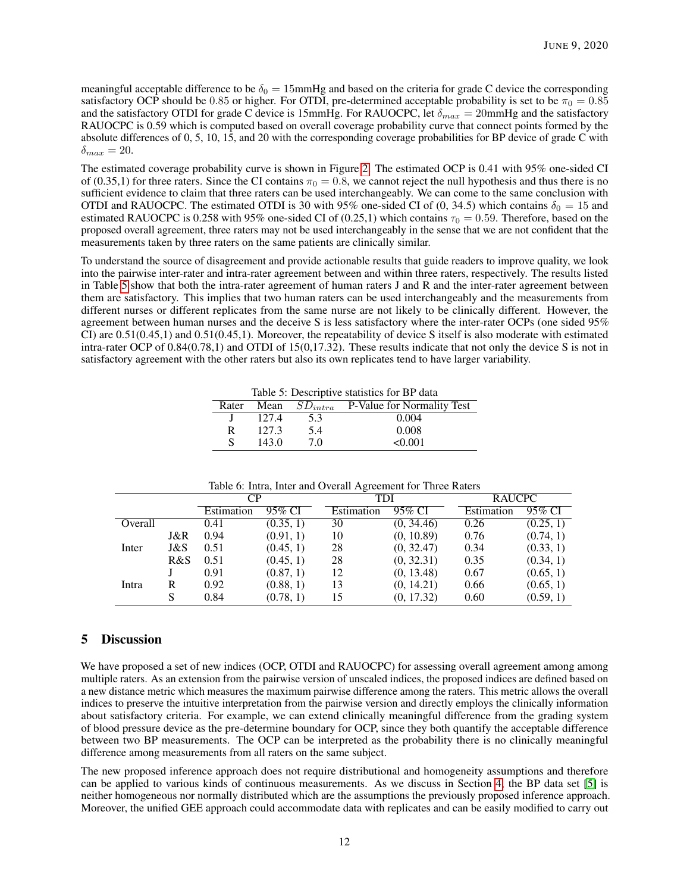meaningful acceptable difference to be $\delta_0 = 15$mmHg and based on the criteria for grade C device the corresponding satisfactory OCP should be 0.85 or higher. For OTDI, pre-determined acceptable probability is set to be $\pi_0 = 0.85$ and the satisfactory OTDI for grade C device is 15mmHg. For RAUOCPC, let $\delta_{max} = 20$mmHg and the satisfactory RAUOCPC is 0.59 which is computed based on overall coverage probability curve that connect points formed by the absolute differences of 0, 5, 10, 15, and 20 with the corresponding coverage probabilities for BP device of grade C with $\delta_{max} = 20$.

The estimated coverage probability curve is shown in Figure 2. The estimated OCP is 0.41 with 95% one-sided CI of (0.35,1) for three raters. Since the CI contains $\pi_0 = 0.8$, we cannot reject the null hypothesis and thus there is no sufficient evidence to claim that three raters can be used interchangeably. We can come to the same conclusion with OTDI and RAUOCPC. The estimated OTDI is 30 with 95% one-sided CI of (0, 34.5) which contains $\delta_0 = 15$ and estimated RAUOCPC is 0.258 with 95% one-sided CI of (0.25,1) which contains $\tau_0 = 0.59$. Therefore, based on the proposed overall agreement, three raters may not be used interchangeably in the sense that we are not confident that the measurements taken by three raters on the same patients are clinically similar.

To understand the source of disagreement and provide actionable results that guide readers to improve quality, we look into the pairwise inter-rater and intra-rater agreement between and within three raters, respectively. The results listed in Table 5 show that both the intra-rater agreement of human raters J and R and the inter-rater agreement between them are satisfactory. This implies that two human raters can be used interchangeably and the measurements from different nurses or different replicates from the same nurse are not likely to be clinically different. However, the agreement between human nurses and the deceive S is less satisfactory where the inter-rater OCPs (one sided 95% CI) are 0.51(0.45,1) and 0.51(0.45,1). Moreover, the repeatability of device S itself is also moderate with estimated intra-rater OCP of 0.84(0.78,1) and OTDI of 15(0,17.32). These results indicate that not only the device S is not in satisfactory agreement with the other raters but also its own replicates tend to have larger variability.

Table 5: Descriptive statistics for BP data

| Rater | Mean | $SD_{intra}$ | P-Value for Normality Test |
|---|---|---|---|
| J | 127.4 | 5.3 | 0.004 |
| R | 127.3 | 5.4 | 0.008 |
| S | 143.0 | 7.0 | <0.001 |

Table 6: Intra, Inter and Overall Agreement for Three Raters

| | | CP | | TDI | | RAUCPC | |
|---|---|---|---|---|---|---|---|
| | | Estimation | 95% CI | Estimation | 95% CI | Estimation | 95% CI |
| Overall | | 0.41 | (0.35, 1) | 30 | (0, 34.46) | 0.26 | (0.25, 1) |
| Inter | J&R | 0.94 | (0.91, 1) | 10 | (0, 10.89) | 0.76 | (0.74, 1) |
| | J&S | 0.51 | (0.45, 1) | 28 | (0, 32.47) | 0.34 | (0.33, 1) |
| | R&S | 0.51 | (0.45, 1) | 28 | (0, 32.31) | 0.35 | (0.34, 1) |
| Intra | J | 0.91 | (0.87, 1) | 12 | (0, 13.48) | 0.67 | (0.65, 1) |
| | R | 0.92 | (0.88, 1) | 13 | (0, 14.21) | 0.66 | (0.65, 1) |
| | S | 0.84 | (0.78, 1) | 15 | (0, 17.32) | 0.60 | (0.59, 1) |

## 5 Discussion

We have proposed a set of new indices (OCP, OTDI and RAUOCPC) for assessing overall agreement among among multiple raters. As an extension from the pairwise version of unscaled indices, the proposed indices are defined based on a new distance metric which measures the maximum pairwise difference among the raters. This metric allows the overall indices to preserve the intuitive interpretation from the pairwise version and directly employs the clinically information about satisfactory criteria. For example, we can extend clinically meaningful difference from the grading system of blood pressure device as the pre-determine boundary for OCP, since they both quantify the acceptable difference between two BP measurements. The OCP can be interpreted as the probability there is no clinically meaningful difference among measurements from all raters on the same subject.

The new proposed inference approach does not require distributional and homogeneity assumptions and therefore can be applied to various kinds of continuous measurements. As we discuss in Section 4, the BP data set [5] is neither homogeneous nor normally distributed which are the assumptions the previously proposed inference approach. Moreover, the unified GEE approach could accommodate data with replicates and can be easily modified to carry out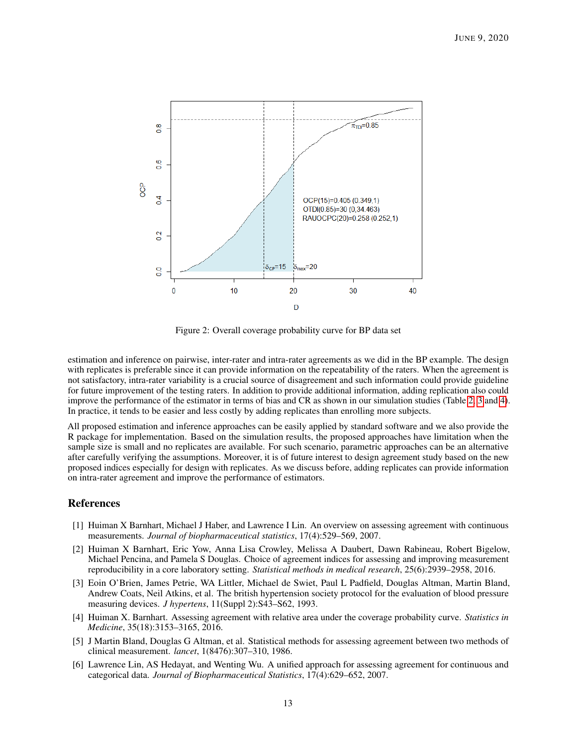Figure 2: Overall coverage probability curve for BP data set

estimation and inference on pairwise, inter-rater and intra-rater agreements as we did in the BP example. The design with replicates is preferable since it can provide information on the repeatability of the raters. When the agreement is not satisfactory, intra-rater variability is a crucial source of disagreement and such information could provide guideline for future improvement of the testing raters. In addition to provide additional information, adding replication also could improve the performance of the estimator in terms of bias and CR as shown in our simulation studies (Table 2, 3 and 4). In practice, it tends to be easier and less costly by adding replicates than enrolling more subjects.

All proposed estimation and inference approaches can be easily applied by standard software and we also provide the R package for implementation. Based on the simulation results, the proposed approaches have limitation when the sample size is small and no replicates are available. For such scenario, parametric approaches can be an alternative after carefully verifying the assumptions. Moreover, it is of future interest to design agreement study based on the new proposed indices especially for design with replicates. As we discuss before, adding replicates can provide information on intra-rater agreement and improve the performance of estimators.

## References

[1] Huiman X Barnhart, Michael J Haber, and Lawrence I Lin. An overview on assessing agreement with continuous measurements. *Journal of biopharmaceutical statistics*, 17(4):529–569, 2007.

[2] Huiman X Barnhart, Eric Yow, Anna Lisa Crowley, Melissa A Daubert, Dawn Rabineau, Robert Bigelow, Michael Pencina, and Pamela S Douglas. Choice of agreement indices for assessing and improving measurement reproducibility in a core laboratory setting. *Statistical methods in medical research*, 25(6):2939–2958, 2016.

[3] Eoin O'Brien, James Petrie, WA Littler, Michael de Swiet, Paul L Padfield, Douglas Altman, Martin Bland, Andrew Coats, Neil Atkins, et al. The british hypertension society protocol for the evaluation of blood pressure measuring devices. *J hypertens*, 11(Suppl 2):S43–S62, 1993.

[4] Huiman X. Barnhart. Assessing agreement with relative area under the coverage probability curve. *Statistics in Medicine*, 35(18):3153–3165, 2016.

[5] J Martin Bland, Douglas G Altman, et al. Statistical methods for assessing agreement between two methods of clinical measurement. *lancet*, 1(8476):307–310, 1986.

[6] Lawrence Lin, AS Hedayat, and Wenting Wu. A unified approach for assessing agreement for continuous and categorical data. *Journal of Biopharmaceutical Statistics*, 17(4):629–652, 2007.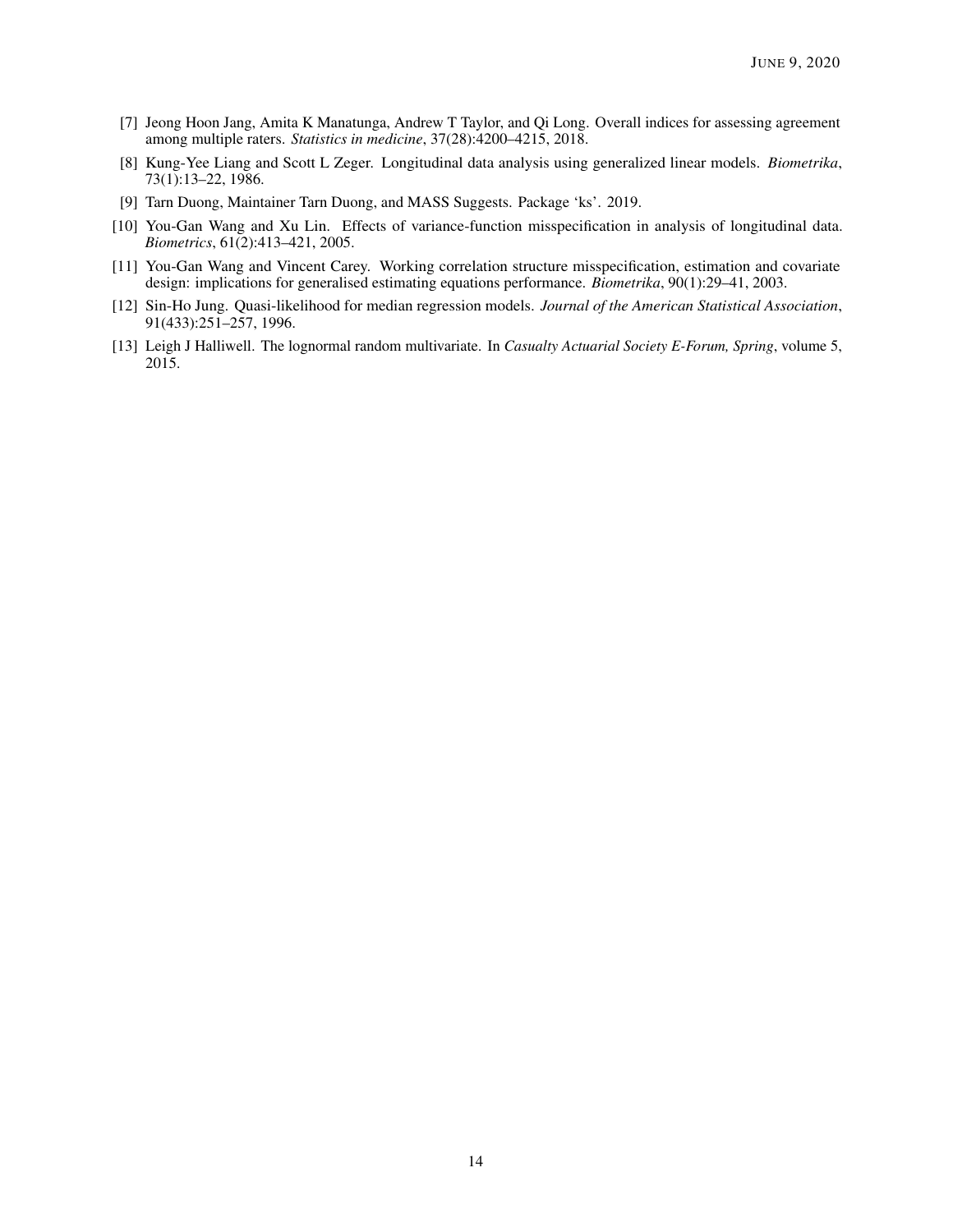[7] Jeong Hoon Jang, Amita K Manatunga, Andrew T Taylor, and Qi Long. Overall indices for assessing agreement among multiple raters. *Statistics in medicine*, 37(28):4200–4215, 2018.

[8] Kung-Yee Liang and Scott L Zeger. Longitudinal data analysis using generalized linear models. *Biometrika*, 73(1):13–22, 1986.

[9] Tarn Duong, Maintainer Tarn Duong, and MASS Suggests. Package 'ks'. 2019.

[10] You-Gan Wang and Xu Lin. Effects of variance-function misspecification in analysis of longitudinal data. *Biometrics*, 61(2):413–421, 2005.

[11] You-Gan Wang and Vincent Carey. Working correlation structure misspecification, estimation and covariate design: implications for generalised estimating equations performance. *Biometrika*, 90(1):29–41, 2003.

[12] Sin-Ho Jung. Quasi-likelihood for median regression models. *Journal of the American Statistical Association*, 91(433):251–257, 1996.

[13] Leigh J Halliwell. The lognormal random multivariate. In *Casualty Actuarial Society E-Forum, Spring*, volume 5, 2015.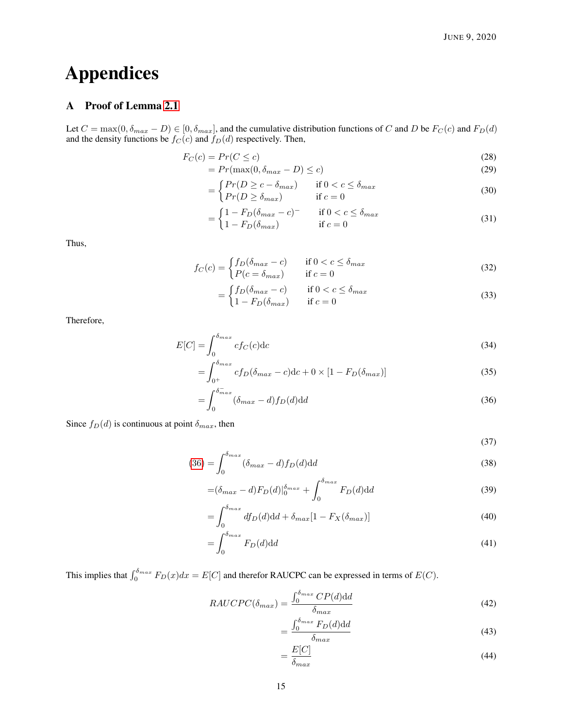# Appendices

## A Proof of Lemma 2.1

Let $C = \max(0, \delta_{max} - D) \in [0, \delta_{max}]$, and the cumulative distribution functions of $C$ and $D$ be $F_C(c)$ and $F_D(d)$ and the density functions be $f_C(c)$ and $f_D(d)$ respectively. Then,

$$
\begin{aligned}
F_C(c) &= Pr(C \leq c) && (28)\\
&= Pr(\max(0, \delta_{max} - D) \leq c) && (29)\\
&= \begin{cases} Pr(D \geq c - \delta_{max}) & \text{if } 0 < c \leq \delta_{max} \\ Pr(D \geq \delta_{max}) & \text{if } c = 0 \end{cases} && (30)\\
&= \begin{cases} 1 - F_D(\delta_{max} - c)^{-} & \text{if } 0 < c \leq \delta_{max} \\ 1 - F_D(\delta_{max}) & \text{if } c = 0 \end{cases} && (31)
\end{aligned}
$$

Thus,

$$
\begin{aligned}
f_C(c) &= \begin{cases} f_D(\delta_{max} - c) & \text{if } 0 < c \leq \delta_{max} \\ P(c = \delta_{max}) & \text{if } c = 0 \end{cases} && (32)\\
&= \begin{cases} f_D(\delta_{max} - c) & \text{if } 0 < c \leq \delta_{max} \\ 1 - F_D(\delta_{max}) & \text{if } c = 0 \end{cases} && (33)
\end{aligned}
$$

Therefore,

$$
\begin{aligned}
E[C] &= \int_0^{\delta_{max}} c f_C(c) \mathrm{d}c && (34)\\
&= \int_{0^+}^{\delta_{max}} c f_D(\delta_{max} - c) \mathrm{d}c + 0 \times [1 - F_D(\delta_{max})] && (35)\\
&= \int_0^{\delta_{max}^-} (\delta_{max} - d) f_D(d) \mathrm{d}d && (36)
\end{aligned}
$$

Since $f_D(d)$ is continuous at point $\delta_{max}$, then

$$(37)$$

$$
\begin{aligned}
(36) &= \int_0^{\delta_{max}} (\delta_{max} - d) f_D(d) \mathrm{d}d && (38)\\
&= (\delta_{max} - d) F_D(d)|_0^{\delta_{max}} + \int_0^{\delta_{max}} F_D(d) \mathrm{d}d && (39)\\
&= \int_0^{\delta_{max}} d f_D(d) \mathrm{d}d + \delta_{max}[1 - F_X(\delta_{max})] && (40)\\
&= \int_0^{\delta_{max}} F_D(d) \mathrm{d}d && (41)
\end{aligned}
$$

This implies that $\int_0^{\delta_{max}} F_D(x)dx = E[C]$ and therefor RAUCPC can be expressed in terms of $E(C)$.

$$
\begin{aligned}
RAUCPC(\delta_{max}) &= \frac{\int_0^{\delta_{max}} CP(d) \mathrm{d}d}{\delta_{max}} && (42)\\
&= \frac{\int_0^{\delta_{max}} F_D(d) \mathrm{d}d}{\delta_{max}} && (43)\\
&= \frac{E[C]}{\delta_{max}} && (44)
\end{aligned}
$$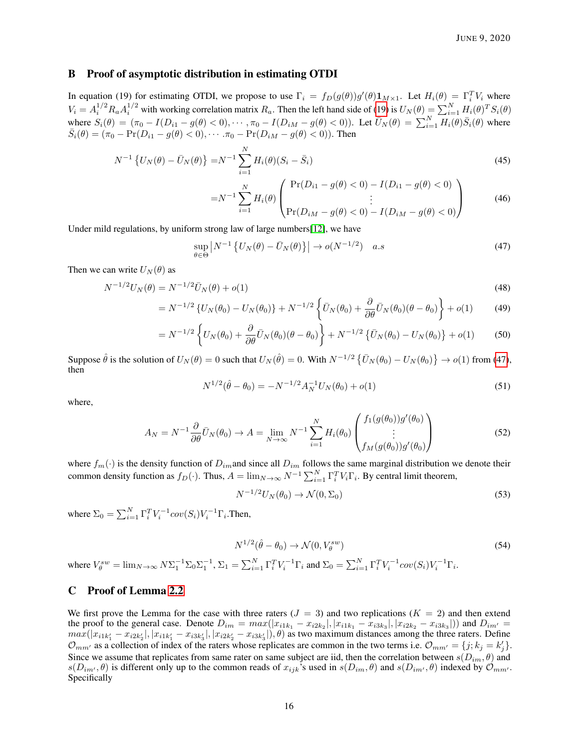## B Proof of asymptotic distribution in estimating OTDI

In equation (19) for estimating OTDI, we propose to use $\Gamma_i = f_D(g(\theta))g'(\theta)\mathbf{1}_{M\times 1}$. Let $H_i(\theta) = \Gamma_i^T V_i$ where $V_i = A_i^{1/2} R_a A_i^{1/2}$ with working correlation matrix $R_a$. Then the left hand side of (19) is $U_N(\theta) = \sum_{i=1}^N H_i(\theta)^T S_i(\theta)$ where $S_i(\theta) = (\pi_0 - I(D_{i1} - g(\theta) < 0), \cdots, \pi_0 - I(D_{iM} - g(\theta) < 0))$. Let $\bar{U}_N(\theta) = \sum_{i=1}^N H_i(\theta)\bar{S}_i(\theta)$ where $\bar{S}_i(\theta) = (\pi_0 - \Pr(D_{i1} - g(\theta) < 0), \cdots .\pi_0 - \Pr(D_{iM} - g(\theta) < 0))$. Then

$$
\begin{aligned}
N^{-1}\left\{U_N(\theta) - \bar{U}_N(\theta)\right\} &= N^{-1}\sum_{i=1}^N H_i(\theta)(S_i - \bar{S}_i) && (45)\\
&= N^{-1}\sum_{i=1}^N H_i(\theta)\begin{pmatrix} \Pr(D_{i1} - g(\theta) < 0) - I(D_{i1} - g(\theta) < 0) \\ \vdots \\ \Pr(D_{iM} - g(\theta) < 0) - I(D_{iM} - g(\theta) < 0)\end{pmatrix} && (46)
\end{aligned}
$$

Under mild regulations, by uniform strong law of large numbers[12], we have

$$
\sup_{\theta\in\Theta}\left|N^{-1}\left\{U_N(\theta) - \bar{U}_N(\theta)\right\}\right| \to o(N^{-1/2}) \quad a.s \tag{47}
$$

Then we can write $U_N(\theta)$ as

$$
\begin{aligned}
N^{-1/2}U_N(\theta) &= N^{-1/2}\bar{U}_N(\theta) + o(1) && (48)\\
&= N^{-1/2}\left\{U_N(\theta_0) - U_N(\theta_0)\right\} + N^{-1/2}\left\{\bar{U}_N(\theta_0) + \frac{\partial}{\partial\theta}\bar{U}_N(\theta_0)(\theta - \theta_0)\right\} + o(1) && (49)\\
&= N^{-1/2}\left\{U_N(\theta_0) + \frac{\partial}{\partial\theta}\bar{U}_N(\theta_0)(\theta - \theta_0)\right\} + N^{-1/2}\left\{\bar{U}_N(\theta_0) - U_N(\theta_0)\right\} + o(1) && (50)
\end{aligned}
$$

Suppose $\hat{\theta}$ is the solution of $U_N(\theta) = 0$ such that $U_N(\hat{\theta}) = 0$. With $N^{-1/2}\left\{\bar{U}_N(\theta_0) - U_N(\theta_0)\right\} \to o(1)$ from (47), then

$$
N^{1/2}(\hat{\theta} - \theta_0) = -N^{-1/2}A_N^{-1}U_N(\theta_0) + o(1) \tag{51}
$$

where,

$$
A_N = N^{-1}\frac{\partial}{\partial\theta}\bar{U}_N(\theta_0) \to A = \lim_{N\to\infty} N^{-1}\sum_{i=1}^N H_i(\theta_0)\begin{pmatrix} f_1(g(\theta_0))g'(\theta_0) \\ \vdots \\ f_M(g(\theta_0))g'(\theta_0)\end{pmatrix} \tag{52}
$$

where $f_m(\cdot)$ is the density function of $D_{im}$and since all $D_{im}$ follows the same marginal distribution we denote their common density function as $f_D(\cdot)$. Thus, $A = \lim_{N\to\infty} N^{-1}\sum_{i=1}^N \Gamma_i^T V_i \Gamma_i$. By central limit theorem,

$$
N^{-1/2}U_N(\theta_0) \to \mathcal{N}(0, \Sigma_0) \tag{53}
$$

where $\Sigma_0 = \sum_{i=1}^N \Gamma_i^T V_i^{-1} cov(S_i) V_i^{-1}\Gamma_i$.Then,

$$
N^{1/2}(\hat{\theta} - \theta_0) \to \mathcal{N}(0, V_\theta^{sw}) \tag{54}
$$

where $V_\theta^{sw} = \lim_{N\to\infty} N\Sigma_1^{-1}\Sigma_0\Sigma_1^{-1}$, $\Sigma_1 = \sum_{i=1}^N \Gamma_i^T V_i^{-1}\Gamma_i$ and $\Sigma_0 = \sum_{i=1}^N \Gamma_i^T V_i^{-1} cov(S_i) V_i^{-1}\Gamma_i$.

## C Proof of Lemma 2.2

We first prove the Lemma for the case with three raters ($J = 3$) and two replications ($K = 2$) and then extend the proof to the general case. Denote $D_{im} = max(|x_{i1k_1} - x_{i2k_2}|, |x_{i1k_1} - x_{i3k_3}|, |x_{i2k_2} - x_{i3k_3}|)$ and $D_{im'} = max(|x_{i1k_1'} - x_{i2k_2'}|, |x_{i1k_1'} - x_{i3k_3'}|, |x_{i2k_2'} - x_{i3k_3'}|), \theta)$ as two maximum distances among the three raters. Define $\mathcal{O}_{mm'}$ as a collection of index of the raters whose replicates are common in the two terms i.e. $\mathcal{O}_{mm'} = \{j; k_j = k_j'\}$. Since we assume that replicates from same rater on same subject are iid, then the correlation between $s(D_{im}, \theta)$ and $s(D_{im'}, \theta)$ is different only up to the common reads of $x_{ijk}$'s used in $s(D_{im}, \theta)$ and $s(D_{im'}, \theta)$ indexed by $\mathcal{O}_{mm'}$. Specifically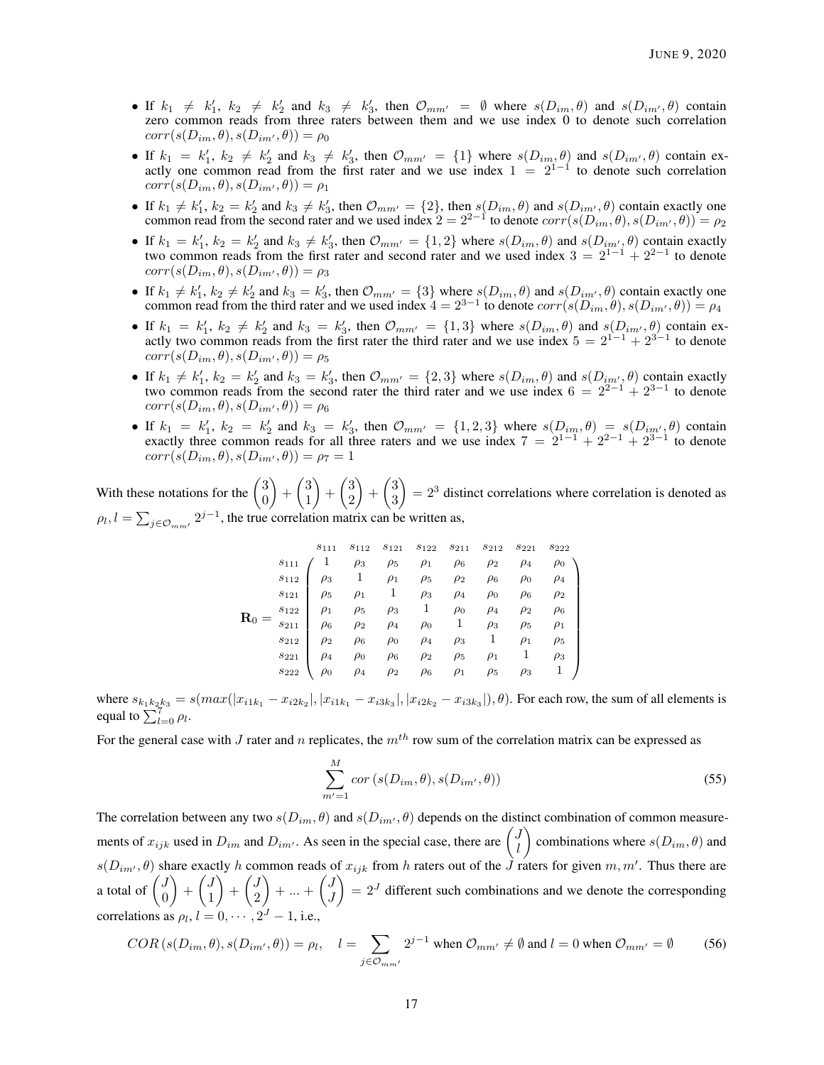- If $k_1 \neq k_1'$, $k_2 \neq k_2'$ and $k_3 \neq k_3'$, then $\mathcal{O}_{mm'} = \emptyset$ where $s(D_{im}, \theta)$ and $s(D_{im'}, \theta)$ contain zero common reads from three raters between them and we use index 0 to denote such correlation $corr(s(D_{im}, \theta), s(D_{im'}, \theta)) = \rho_0$
- If $k_1 = k_1'$, $k_2 \neq k_2'$ and $k_3 \neq k_3'$, then $\mathcal{O}_{mm'} = \{1\}$ where $s(D_{im}, \theta)$ and $s(D_{im'}, \theta)$ contain exactly one common read from the first rater and we use index $1 = 2^{1-1}$ to denote such correlation $corr(s(D_{im}, \theta), s(D_{im'}, \theta)) = \rho_1$
- If $k_1 \neq k_1'$, $k_2 = k_2'$ and $k_3 \neq k_3'$, then $\mathcal{O}_{mm'} = \{2\}$, then $s(D_{im}, \theta)$ and $s(D_{im'}, \theta)$ contain exactly one common read from the second rater and we used index $2 = 2^{2-1}$ to denote $corr(s(D_{im}, \theta), s(D_{im'}, \theta)) = \rho_2$
- If $k_1 = k_1'$, $k_2 = k_2'$ and $k_3 \neq k_3'$, then $\mathcal{O}_{mm'} = \{1, 2\}$ where $s(D_{im}, \theta)$ and $s(D_{im'}, \theta)$ contain exactly two common reads from the first rater and second rater and we used index $3 = 2^{1-1} + 2^{2-1}$ to denote $corr(s(D_{im}, \theta), s(D_{im'}, \theta)) = \rho_3$
- If $k_1 \neq k_1'$, $k_2 \neq k_2'$ and $k_3 = k_3'$, then $\mathcal{O}_{mm'} = \{3\}$ where $s(D_{im}, \theta)$ and $s(D_{im'}, \theta)$ contain exactly one common read from the third rater and we used index $4 = 2^{3-1}$ to denote $corr(s(D_{im}, \theta), s(D_{im'}, \theta)) = \rho_4$
- If $k_1 = k_1'$, $k_2 \neq k_2'$ and $k_3 = k_3'$, then $\mathcal{O}_{mm'} = \{1, 3\}$ where $s(D_{im}, \theta)$ and $s(D_{im'}, \theta)$ contain exactly two common reads from the first rater the third rater and we use index $5 = 2^{1-1} + 2^{3-1}$ to denote $corr(s(D_{im}, \theta), s(D_{im'}, \theta)) = \rho_5$
- If $k_1 \neq k_1'$, $k_2 = k_2'$ and $k_3 = k_3'$, then $\mathcal{O}_{mm'} = \{2, 3\}$ where $s(D_{im}, \theta)$ and $s(D_{im'}, \theta)$ contain exactly two common reads from the second rater the third rater and we use index $6 = 2^{2-1} + 2^{3-1}$ to denote $corr(s(D_{im}, \theta), s(D_{im'}, \theta)) = \rho_6$
- If $k_1 = k_1'$, $k_2 = k_2'$ and $k_3 = k_3'$, then $\mathcal{O}_{mm'} = \{1, 2, 3\}$ where $s(D_{im}, \theta) = s(D_{im'}, \theta)$ contain exactly three common reads for all three raters and we use index $7 = 2^{1-1} + 2^{2-1} + 2^{3-1}$ to denote $corr(s(D_{im}, \theta), s(D_{im'}, \theta)) = \rho_7 = 1$

With these notations for the $\binom{3}{0} + \binom{3}{1} + \binom{3}{2} + \binom{3}{3} = 2^3$ distinct correlations where correlation is denoted as $\rho_l, l = \sum_{j \in \mathcal{O}_{mm'}} 2^{j-1}$, the true correlation matrix can be written as,

$$
\mathbf{R}_0 = \begin{array}{c} \\ s_{111} \\ s_{112} \\ s_{121} \\ s_{122} \\ s_{211} \\ s_{212} \\ s_{221} \\ s_{222} \end{array}
\begin{array}{c}
\begin{array}{cccccccc} s_{111} & s_{112} & s_{121} & s_{122} & s_{211} & s_{212} & s_{221} & s_{222} \end{array} \\
\begin{pmatrix}
1 & \rho_3 & \rho_5 & \rho_1 & \rho_6 & \rho_2 & \rho_4 & \rho_0 \\
\rho_3 & 1 & \rho_1 & \rho_5 & \rho_2 & \rho_6 & \rho_0 & \rho_4 \\
\rho_5 & \rho_1 & 1 & \rho_3 & \rho_4 & \rho_0 & \rho_6 & \rho_2 \\
\rho_1 & \rho_5 & \rho_3 & 1 & \rho_0 & \rho_4 & \rho_2 & \rho_6 \\
\rho_6 & \rho_2 & \rho_4 & \rho_0 & 1 & \rho_3 & \rho_5 & \rho_1 \\
\rho_2 & \rho_6 & \rho_0 & \rho_4 & \rho_3 & 1 & \rho_1 & \rho_5 \\
\rho_4 & \rho_0 & \rho_6 & \rho_2 & \rho_5 & \rho_1 & 1 & \rho_3 \\
\rho_0 & \rho_4 & \rho_2 & \rho_6 & \rho_1 & \rho_5 & \rho_3 & 1
\end{pmatrix}
\end{array}
$$

where $s_{k_1k_2k_3} = s(max(|x_{i1k_1} - x_{i2k_2}|, |x_{i1k_1} - x_{i3k_3}|, |x_{i2k_2} - x_{i3k_3}|), \theta)$. For each row, the sum of all elements is equal to $\sum_{l=0}^{7} \rho_l$.

For the general case with $J$ rater and $n$ replicates, the $m^{th}$ row sum of the correlation matrix can be expressed as

$$
\sum_{m'=1}^{M} cor\left(s(D_{im}, \theta), s(D_{im'}, \theta)\right) \tag{55}
$$

The correlation between any two $s(D_{im}, \theta)$ and $s(D_{im'}, \theta)$ depends on the distinct combination of common measurements of $x_{ijk}$ used in $D_{im}$ and $D_{im'}$. As seen in the special case, there are $\binom{J}{l}$ combinations where $s(D_{im}, \theta)$ and $s(D_{im'}, \theta)$ share exactly $h$ common reads of $x_{ijk}$ from $h$ raters out of the $J$ raters for given $m, m'$. Thus there are a total of $\binom{J}{0} + \binom{J}{1} + \binom{J}{2} + ... + \binom{J}{J} = 2^J$ different such combinations and we denote the corresponding correlations as $\rho_l, l = 0, \cdots, 2^J - 1$, i.e.,

$$
COR\left(s(D_{im}, \theta), s(D_{im'}, \theta)\right) = \rho_l, \quad l = \sum_{j \in \mathcal{O}_{mm'}} 2^{j-1} \text{ when } \mathcal{O}_{mm'} \neq \emptyset \text{ and } l = 0 \text{ when } \mathcal{O}_{mm'} = \emptyset \tag{56}
$$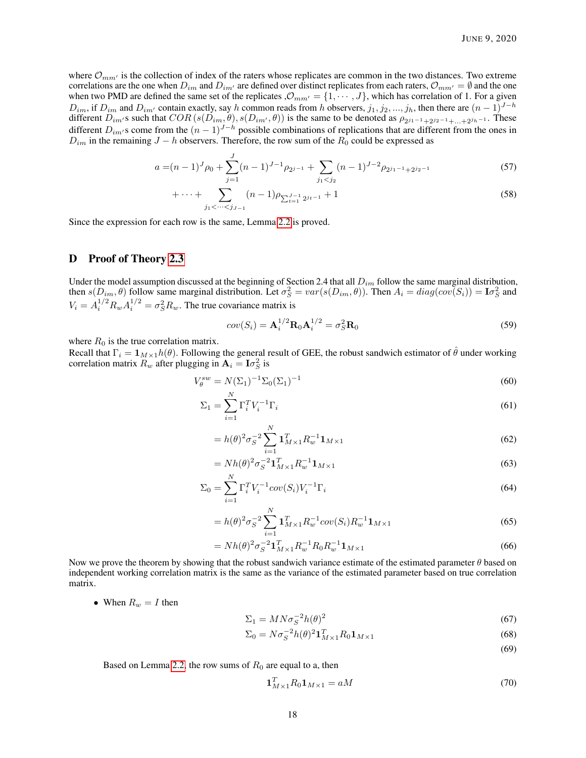where $\mathcal{O}_{mm'}$ is the collection of index of the raters whose replicates are common in the two distances. Two extreme correlations are the one when $D_{im}$ and $D_{im'}$ are defined over distinct replicates from each raters, $\mathcal{O}_{mm'} = \emptyset$ and the one when two PMD are defined the same set of the replicates ,$\mathcal{O}_{mm'} = \{1, \cdots, J\}$, which has correlation of 1. For a given $D_{im}$, if $D_{im}$ and $D_{im'}$ contain exactly, say $h$ common reads from $h$ observers, $j_1, j_2, ..., j_h$, then there are $(n-1)^{J-h}$ different $D_{im'}$s such that $COR\left(s(D_{im}, \theta), s(D_{im'}, \theta)\right)$ is the same to be denoted as $\rho_{2^{j_1-1}+2^{j_2-1}+...+2^{j_h-1}}$. These different $D_{im'}$s come from the $(n-1)^{J-h}$ possible combinations of replications that are different from the ones in $D_{im}$ in the remaining $J-h$ observers. Therefore, the row sum of the $R_0$ could be expressed as

$$
a = (n-1)^J \rho_0 + \sum_{j=1}^{J} (n-1)^{J-1} \rho_{2^{j-1}} + \sum_{j_1 < j_2} (n-1)^{J-2} \rho_{2^{j_1-1}+2^{j_2-1}} \tag{57}
$$

$$
+ \cdots + \sum_{j_1 < \cdots < j_{J-1}} (n-1) \rho_{\sum_{t=1}^{J-1} 2^{j_t - 1}} + 1 \tag{58}
$$

Since the expression for each row is the same, Lemma 2.2 is proved.

## D Proof of Theory 2.3

Under the model assumption discussed at the beginning of Section 2.4 that all $D_{im}$ follow the same marginal distribution, then $s(D_{im}, \theta)$ follow same marginal distribution. Let $\sigma_S^2 = var(s(D_{im}, \theta))$. Then $A_i = diag(cov(S_i)) = \mathbf{I}\sigma_S^2$ and $V_i = A_i^{1/2} R_w A_i^{1/2} = \sigma_S^2 R_w$. The true covariance matrix is

$$
cov(S_i) = \mathbf{A}_i^{1/2} \mathbf{R}_0 \mathbf{A}_i^{1/2} = \sigma_S^2 \mathbf{R}_0 \tag{59}
$$

where $R_0$ is the true correlation matrix.

Recall that $\Gamma_i = \mathbf{1}_{M\times 1} h(\theta)$. Following the general result of GEE, the robust sandwich estimator of $\hat{\theta}$ under working correlation matrix $R_w$ after plugging in $\mathbf{A}_i = \mathbf{I}\sigma_S^2$ is

$$
V_\theta^{sw} = N(\Sigma_1)^{-1} \Sigma_0 (\Sigma_1)^{-1} \tag{60}
$$

$$
\Sigma_1 = \sum_{i=1}^{N} \Gamma_i^T V_i^{-1} \Gamma_i \tag{61}
$$

$$
= h(\theta)^2 \sigma_S^{-2} \sum_{i=1}^{N} \mathbf{1}_{M\times 1}^T R_w^{-1} \mathbf{1}_{M\times 1} \tag{62}
$$

$$
= N h(\theta)^2 \sigma_S^{-2} \mathbf{1}_{M\times 1}^T R_w^{-1} \mathbf{1}_{M\times 1} \tag{63}
$$

$$
\Sigma_0 = \sum_{i=1}^{N} \Gamma_i^T V_i^{-1} cov(S_i) V_i^{-1} \Gamma_i \tag{64}
$$

$$
= h(\theta)^2 \sigma_S^{-2} \sum_{i=1}^{N} \mathbf{1}_{M\times 1}^T R_w^{-1} cov(S_i) R_w^{-1} \mathbf{1}_{M\times 1} \tag{65}
$$

$$
= N h(\theta)^2 \sigma_S^{-2} \mathbf{1}_{M\times 1}^T R_w^{-1} R_0 R_w^{-1} \mathbf{1}_{M\times 1} \tag{66}
$$

Now we prove the theorem by showing that the robust sandwich variance estimate of the estimated parameter $\theta$ based on independent working correlation matrix is the same as the variance of the estimated parameter based on true correlation matrix.

- When $R_w = I$ then

$$
\Sigma_1 = MN\sigma_S^{-2} h(\theta)^2 \tag{67}
$$

$$
\Sigma_0 = N\sigma_S^{-2} h(\theta)^2 \mathbf{1}_{M\times 1}^T R_0 \mathbf{1}_{M\times 1} \tag{68}
$$

$$
\tag{69}
$$

Based on Lemma 2.2, the row sums of $R_0$ are equal to a, then

$$
\mathbf{1}_{M\times 1}^T R_0 \mathbf{1}_{M\times 1} = aM \tag{70}
$$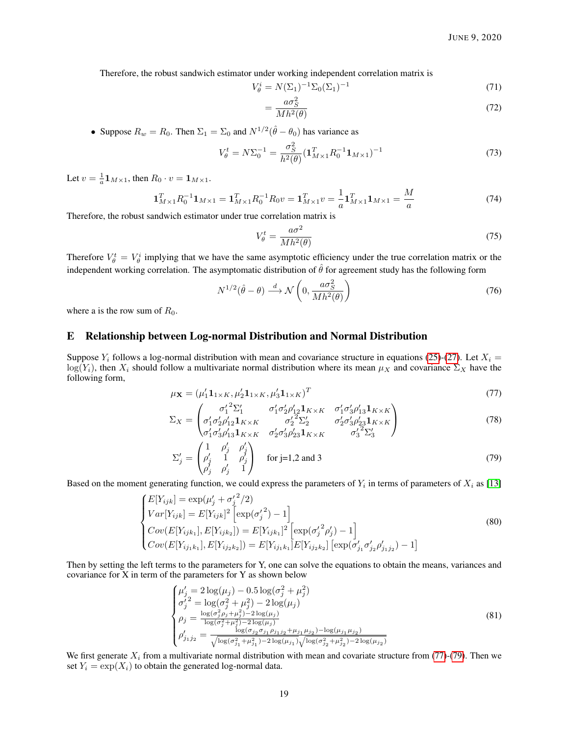Therefore, the robust sandwich estimator under working independent correlation matrix is

$$V_\theta^i = N(\Sigma_1)^{-1}\Sigma_0(\Sigma_1)^{-1} \tag{71}$$

$$= \frac{a\sigma_S^2}{Mh^2(\theta)} \tag{72}$$

- Suppose $R_w = R_0$. Then $\Sigma_1 = \Sigma_0$ and $N^{1/2}(\hat{\theta} - \theta_0)$ has variance as

$$V_\theta^t = N\Sigma_0^{-1} = \frac{\sigma_S^2}{h^2(\theta)}(\mathbf{1}_{M\times 1}^T R_0^{-1}\mathbf{1}_{M\times 1})^{-1} \tag{73}$$

Let $v = \frac{1}{a}\mathbf{1}_{M\times 1}$, then $R_0 \cdot v = \mathbf{1}_{M\times 1}$.

$$\mathbf{1}_{M\times 1}^T R_0^{-1}\mathbf{1}_{M\times 1} = \mathbf{1}_{M\times 1}^T R_0^{-1}R_0 v = \mathbf{1}_{M\times 1}^T v = \frac{1}{a}\mathbf{1}_{M\times 1}^T\mathbf{1}_{M\times 1} = \frac{M}{a} \tag{74}$$

Therefore, the robust sandwich estimator under true correlation matrix is

$$V_\theta^t = \frac{a\sigma^2}{Mh^2(\theta)} \tag{75}$$

Therefore $V_\theta^t = V_\theta^i$ implying that we have the same asymptotic efficiency under the true correlation matrix or the independent working correlation. The asymptomatic distribution of $\hat{\theta}$ for agreement study has the following form

$$N^{1/2}(\hat{\theta} - \theta) \xrightarrow{d} \mathcal{N}\left(0, \frac{a\sigma_S^2}{Mh^2(\theta)}\right) \tag{76}$$

where a is the row sum of $R_0$.

# E Relationship between Log-normal Distribution and Normal Distribution

Suppose $Y_i$ follows a log-normal distribution with mean and covariance structure in equations (25)-(27). Let $X_i = \log(Y_i)$, then $X_i$ should follow a multivariate normal distribution where its mean $\mu_X$ and covariance $\Sigma_X$ have the following form,

$$\mu_{\mathbf{X}} = (\mu_1'\mathbf{1}_{1\times K}, \mu_2'\mathbf{1}_{1\times K}, \mu_3'\mathbf{1}_{1\times K})^T \tag{77}$$

$$\Sigma_X = \begin{pmatrix} {\sigma_1'}^2\Sigma_1' & \sigma_1'\sigma_2'\rho_{12}'\mathbf{1}_{K\times K} & \sigma_1'\sigma_3'\rho_{13}'\mathbf{1}_{K\times K} \\ \sigma_1'\sigma_2'\rho_{12}'\mathbf{1}_{K\times K} & {\sigma_2'}^2\Sigma_2' & \sigma_2'\sigma_3'\rho_{23}'\mathbf{1}_{K\times K} \\ \sigma_1'\sigma_3'\rho_{13}'\mathbf{1}_{K\times K} & \sigma_2'\sigma_3'\rho_{23}'\mathbf{1}_{K\times K} & {\sigma_3'}^2\Sigma_3' \end{pmatrix} \tag{78}$$

$$\Sigma_j' = \begin{pmatrix} 1 & \rho_j' & \rho_j' \\ \rho_j' & 1 & \rho_j' \\ \rho_j' & \rho_j' & 1 \end{pmatrix} \quad \text{for j=1,2 and 3} \tag{79}$$

Based on the moment generating function, we could express the parameters of $Y_i$ in terms of parameters of $X_i$ as [13]

$$\begin{cases} E[Y_{ijk}] = \exp(\mu_j' + {\sigma_j'}^2/2) \\ Var[Y_{ijk}] = E[Y_{ijk}]^2\left[\exp({\sigma_j'}^2) - 1\right] \\ Cov(E[Y_{ijk_1}], E[Y_{ijk_2}]) = E[Y_{ijk_1}]^2\left[\exp({\sigma_j'}^2\rho_j') - 1\right] \\ Cov(E[Y_{ij_1k_1}], E[Y_{ij_2k_2}]) = E[Y_{ij_1k_1}]E[Y_{ij_2k_2}]\left[\exp(\sigma_{j_1}'\sigma_{j_2}'\rho_{j_1j_2}') - 1\right] \end{cases} \tag{80}$$

Then by setting the left terms to the parameters for Y, one can solve the equations to obtain the means, variances and covariance for X in term of the parameters for Y as shown below

$$\begin{cases} \mu_j' = 2\log(\mu_j) - 0.5\log(\sigma_j^2 + \mu_j^2) \\ {\sigma_j'}^2 = \log(\sigma_j^2 + \mu_j^2) - 2\log(\mu_j) \\ \rho_j = \frac{\log(\sigma_j^2\rho_j + \mu_j^2) - 2\log(\mu_j)}{\log(\sigma_j^2 + \mu_j^2) - 2\log(\mu_j)} \\ \rho_{j_1j_2}' = \frac{\log(\sigma_{j_2}\sigma_{j_1}\rho_{j_1j_2} + \mu_{j_1}\mu_{j_2}) - \log(\mu_{j_1}\mu_{j_2})}{\sqrt{\log(\sigma_{j_1}^2 + \mu_{j_1}^2) - 2\log(\mu_{j_1})}\sqrt{\log(\sigma_{j_2}^2 + \mu_{j_2}^2) - 2\log(\mu_{j_2})}} \end{cases} \tag{81}$$

We first generate $X_i$ from a multivariate normal distribution with mean and covariate structure from (77)-(79). Then we set $Y_i = \exp(X_i)$ to obtain the generated log-normal data.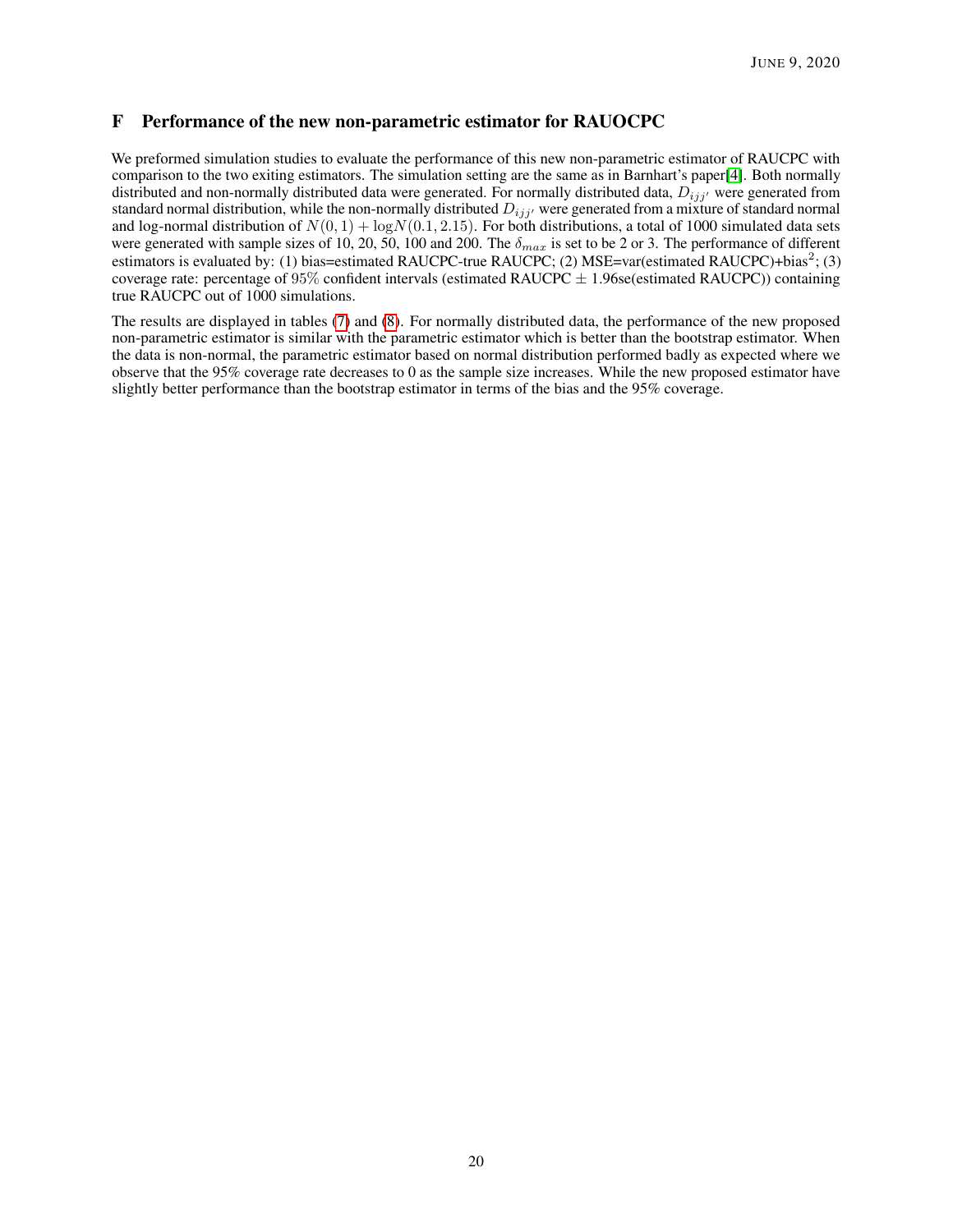## F Performance of the new non-parametric estimator for RAUOCPC

We preformed simulation studies to evaluate the performance of this new non-parametric estimator of RAUCPC with comparison to the two exiting estimators. The simulation setting are the same as in Barnhart's paper[4]. Both normally distributed and non-normally distributed data were generated. For normally distributed data, $D_{ijj'}$ were generated from standard normal distribution, while the non-normally distributed $D_{ijj'}$ were generated from a mixture of standard normal and log-normal distribution of $N(0,1) + \log N(0.1, 2.15)$. For both distributions, a total of 1000 simulated data sets were generated with sample sizes of 10, 20, 50, 100 and 200. The $\delta_{max}$ is set to be 2 or 3. The performance of different estimators is evaluated by: (1) bias=estimated RAUCPC-true RAUCPC; (2) MSE=var(estimated RAUCPC)+bias$^2$; (3) coverage rate: percentage of $95\%$ confident intervals (estimated RAUCPC $\pm$ 1.96se(estimated RAUCPC)) containing true RAUCPC out of 1000 simulations.

The results are displayed in tables (7) and (8). For normally distributed data, the performance of the new proposed non-parametric estimator is similar with the parametric estimator which is better than the bootstrap estimator. When the data is non-normal, the parametric estimator based on normal distribution performed badly as expected where we observe that the 95% coverage rate decreases to 0 as the sample size increases. While the new proposed estimator have slightly better performance than the bootstrap estimator in terms of the bias and the 95% coverage.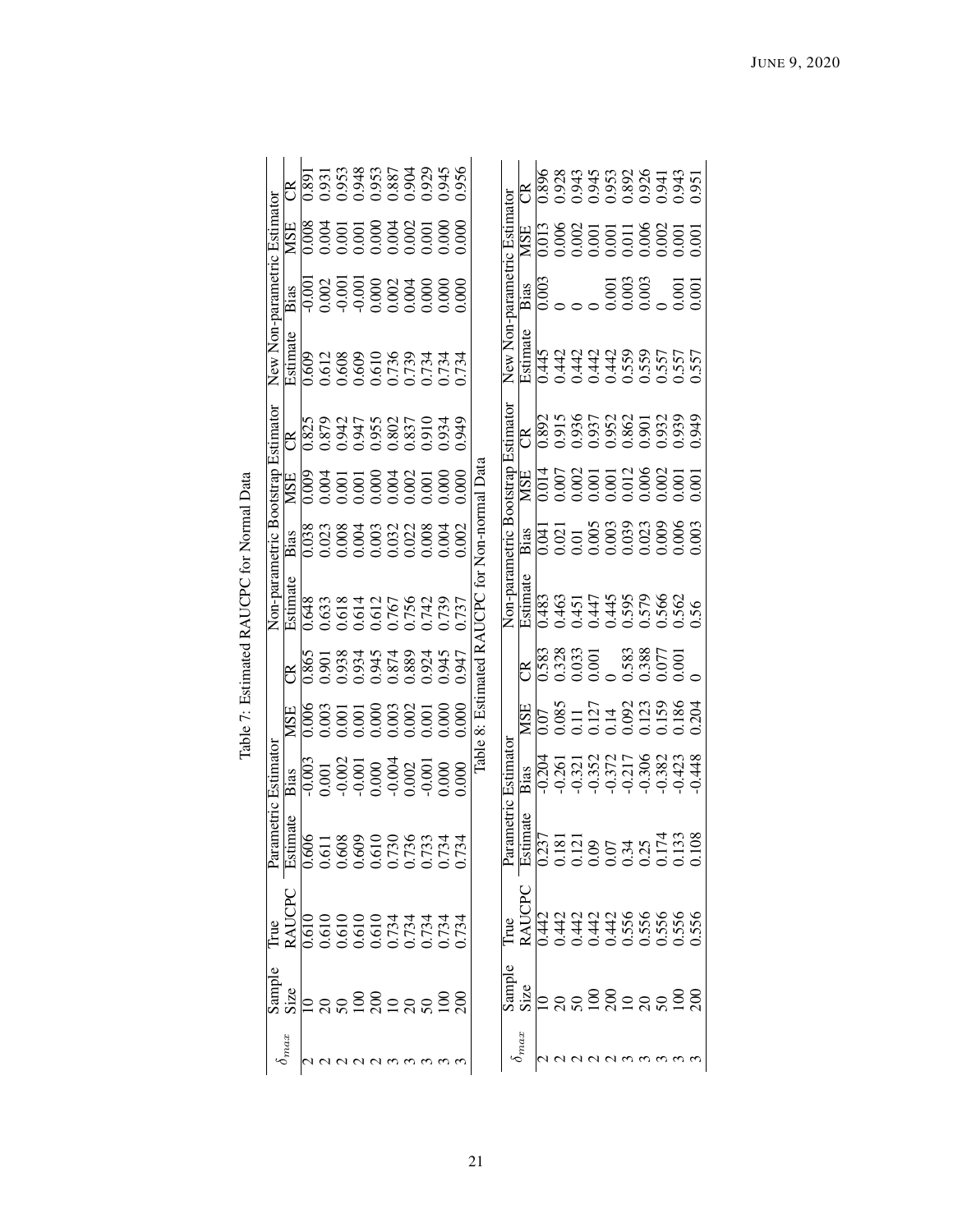Table 7: Estimated RAUCPC for Normal Data

| $\delta_{max}$ | Sample Size | True RAUCPC | Parametric Estimator | | | | Non-parametric Bootstrap Estimator | | | | New Non-parametric Estimator | | | |
|---|---|---|---|---|---|---|---|---|---|---|---|---|---|---|
| | | | Estimate | Bias | MSE | CR | Estimate | Bias | MSE | CR | Estimate | Bias | MSE | CR |
| 2 | 10 | 0.610 | 0.606 | -0.003 | 0.006 | 0.865 | 0.648 | 0.038 | 0.009 | 0.825 | 0.609 | -0.001 | 0.008 | 0.891 |
| 2 | 20 | 0.610 | 0.611 | 0.001 | 0.003 | 0.901 | 0.633 | 0.023 | 0.004 | 0.879 | 0.612 | 0.002 | 0.004 | 0.931 |
| 2 | 50 | 0.610 | 0.608 | -0.002 | 0.001 | 0.938 | 0.618 | 0.008 | 0.001 | 0.942 | 0.608 | -0.001 | 0.001 | 0.953 |
| 2 | 100 | 0.610 | 0.609 | -0.001 | 0.001 | 0.934 | 0.614 | 0.004 | 0.001 | 0.947 | 0.609 | -0.001 | 0.001 | 0.948 |
| 2 | 200 | 0.610 | 0.610 | 0.000 | 0.000 | 0.945 | 0.612 | 0.003 | 0.000 | 0.955 | 0.610 | 0.000 | 0.000 | 0.953 |
| 3 | 10 | 0.734 | 0.730 | -0.004 | 0.003 | 0.874 | 0.767 | 0.032 | 0.004 | 0.802 | 0.736 | 0.002 | 0.004 | 0.887 |
| 3 | 20 | 0.734 | 0.736 | 0.002 | 0.002 | 0.889 | 0.756 | 0.022 | 0.002 | 0.837 | 0.739 | 0.004 | 0.002 | 0.904 |
| 3 | 50 | 0.734 | 0.733 | -0.001 | 0.001 | 0.924 | 0.742 | 0.008 | 0.001 | 0.910 | 0.734 | 0.000 | 0.001 | 0.929 |
| 3 | 100 | 0.734 | 0.734 | 0.000 | 0.000 | 0.945 | 0.739 | 0.004 | 0.000 | 0.934 | 0.734 | 0.000 | 0.000 | 0.945 |
| 3 | 200 | 0.734 | 0.734 | 0.000 | 0.000 | 0.947 | 0.737 | 0.002 | 0.000 | 0.949 | 0.734 | 0.000 | 0.000 | 0.956 |

Table 8: Estimated RAUCPC for Non-normal Data

| $\delta_{max}$ | Sample Size | True RAUCPC | Parametric Estimator | | | | Non-parametric Bootstrap Estimator | | | | New Non-parametric Estimator | | | |
|---|---|---|---|---|---|---|---|---|---|---|---|---|---|---|
| | | | Estimate | Bias | MSE | CR | Estimate | Bias | MSE | CR | Estimate | Bias | MSE | CR |
| 2 | 10 | 0.442 | 0.237 | -0.204 | 0.07 | 0.583 | 0.483 | 0.041 | 0.014 | 0.892 | 0.445 | 0.003 | 0.013 | 0.896 |
| 2 | 20 | 0.442 | 0.181 | -0.261 | 0.085 | 0.328 | 0.463 | 0.021 | 0.007 | 0.915 | 0.442 | 0 | 0.006 | 0.928 |
| 2 | 50 | 0.442 | 0.121 | -0.321 | 0.11 | 0.033 | 0.451 | 0.01 | 0.002 | 0.936 | 0.442 | 0 | 0.002 | 0.943 |
| 2 | 100 | 0.442 | 0.09 | -0.352 | 0.127 | 0.001 | 0.447 | 0.005 | 0.001 | 0.937 | 0.442 | 0 | 0.001 | 0.945 |
| 2 | 200 | 0.442 | 0.07 | -0.372 | 0.14 | 0 | 0.445 | 0.003 | 0.001 | 0.952 | 0.442 | 0.001 | 0.001 | 0.953 |
| 3 | 10 | 0.556 | 0.34 | -0.217 | 0.092 | 0.583 | 0.595 | 0.039 | 0.012 | 0.862 | 0.559 | 0.003 | 0.011 | 0.892 |
| 3 | 20 | 0.556 | 0.25 | -0.306 | 0.123 | 0.388 | 0.579 | 0.023 | 0.006 | 0.901 | 0.559 | 0.003 | 0.006 | 0.926 |
| 3 | 50 | 0.556 | 0.174 | -0.382 | 0.159 | 0.077 | 0.566 | 0.009 | 0.002 | 0.932 | 0.557 | 0 | 0.002 | 0.941 |
| 3 | 100 | 0.556 | 0.133 | -0.423 | 0.186 | 0.001 | 0.562 | 0.006 | 0.001 | 0.939 | 0.557 | 0.001 | 0.001 | 0.943 |
| 3 | 200 | 0.556 | 0.108 | -0.448 | 0.204 | 0 | 0.56 | 0.003 | 0.001 | 0.949 | 0.557 | 0.001 | 0.001 | 0.951 |